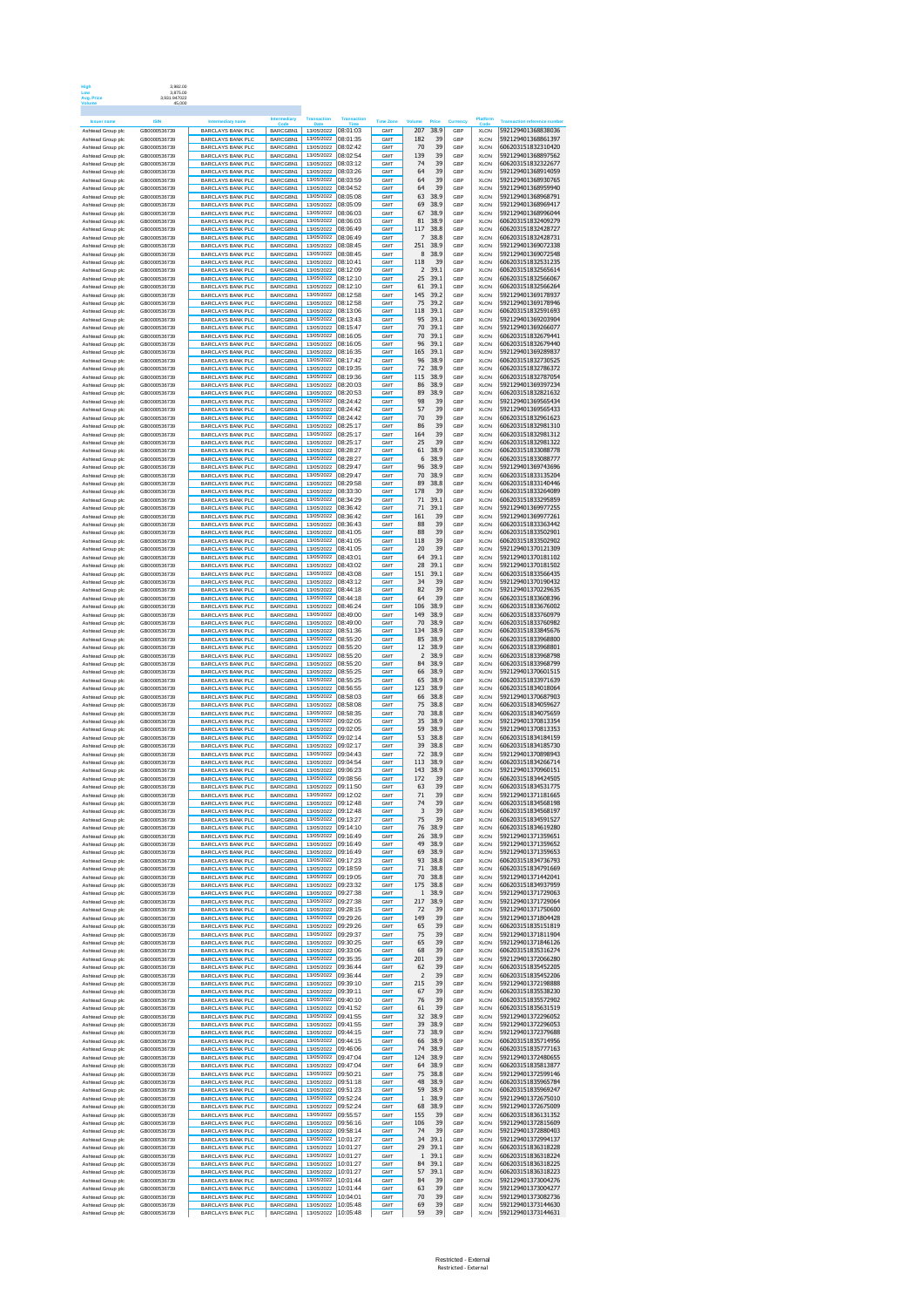| High | 3,992.00 |
|---|---|
| Low | 3,875.00 |
| Avg. Price | 3,931.947022 |
| Volume | 45,000 |

| Issuer name | ISIN | Intermediary name | Intermediary Code | Transaction Date | Transaction Time | Time Zone | Volume | Price | Currency | Platform Code | Transaction reference number |
|---|---|---|---|---|---|---|---|---|---|---|---|
| Ashtead Group plc | GB0000536739 | BARCLAYS BANK PLC | BARCGBN1 | 13/05/2022 | 08:01:03 | GMT | 207 | 38.9 | GBP | XLON | 592129401368838036 |
| Ashtead Group plc | GB0000536739 | BARCLAYS BANK PLC | BARCGBN1 | 13/05/2022 | 08:01:35 | GMT | 182 | 39 | GBP | XLON | 592129401368861397 |
| Ashtead Group plc | GB0000536739 | BARCLAYS BANK PLC | BARCGBN1 | 13/05/2022 | 08:02:42 | GMT | 70 | 39 | GBP | XLON | 606203151832310420 |
| Ashtead Group plc | GB0000536739 | BARCLAYS BANK PLC | BARCGBN1 | 13/05/2022 | 08:02:54 | GMT | 139 | 39 | GBP | XLON | 592129401368897562 |
| Ashtead Group plc | GB0000536739 | BARCLAYS BANK PLC | BARCGBN1 | 13/05/2022 | 08:03:12 | GMT | 74 | 39 | GBP | XLON | 606203151832322677 |
| Ashtead Group plc | GB0000536739 | BARCLAYS BANK PLC | BARCGBN1 | 13/05/2022 | 08:03:26 | GMT | 64 | 39 | GBP | XLON | 592129401368914059 |
| Ashtead Group plc | GB0000536739 | BARCLAYS BANK PLC | BARCGBN1 | 13/05/2022 | 08:03:59 | GMT | 64 | 39 | GBP | XLON | 592129401368930765 |
| Ashtead Group plc | GB0000536739 | BARCLAYS BANK PLC | BARCGBN1 | 13/05/2022 | 08:04:52 | GMT | 64 | 39 | GBP | XLON | 592129401368959940 |
| Ashtead Group plc | GB0000536739 | BARCLAYS BANK PLC | BARCGBN1 | 13/05/2022 | 08:05:08 | GMT | 63 | 38.9 | GBP | XLON | 592129401368968791 |
| Ashtead Group plc | GB0000536739 | BARCLAYS BANK PLC | BARCGBN1 | 13/05/2022 | 08:05:09 | GMT | 69 | 38.9 | GBP | XLON | 592129401368969417 |
| Ashtead Group plc | GB0000536739 | BARCLAYS BANK PLC | BARCGBN1 | 13/05/2022 | 08:06:03 | GMT | 67 | 38.9 | GBP | XLON | 592129401368996044 |
| Ashtead Group plc | GB0000536739 | BARCLAYS BANK PLC | BARCGBN1 | 13/05/2022 | 08:06:03 | GMT | 81 | 38.9 | GBP | XLON | 606203151832409279 |
| Ashtead Group plc | GB0000536739 | BARCLAYS BANK PLC | BARCGBN1 | 13/05/2022 | 08:06:49 | GMT | 117 | 38.8 | GBP | XLON | 606203151832428727 |
| Ashtead Group plc | GB0000536739 | BARCLAYS BANK PLC | BARCGBN1 | 13/05/2022 | 08:06:49 | GMT | 7 | 38.8 | GBP | XLON | 606203151832428731 |
| Ashtead Group plc | GB0000536739 | BARCLAYS BANK PLC | BARCGBN1 | 13/05/2022 | 08:08:45 | GMT | 251 | 38.9 | GBP | XLON | 592129401369072338 |
| Ashtead Group plc | GB0000536739 | BARCLAYS BANK PLC | BARCGBN1 | 13/05/2022 | 08:08:45 | GMT | 8 | 38.9 | GBP | XLON | 592129401369072548 |
| Ashtead Group plc | GB0000536739 | BARCLAYS BANK PLC | BARCGBN1 | 13/05/2022 | 08:10:41 | GMT | 118 | 39 | GBP | XLON | 606203151832531235 |
| Ashtead Group plc | GB0000536739 | BARCLAYS BANK PLC | BARCGBN1 | 13/05/2022 | 08:12:09 | GMT | 2 | 39.1 | GBP | XLON | 606203151832565614 |
| Ashtead Group plc | GB0000536739 | BARCLAYS BANK PLC | BARCGBN1 | 13/05/2022 | 08:12:10 | GMT | 25 | 39.1 | GBP | XLON | 606203151832566067 |
| Ashtead Group plc | GB0000536739 | BARCLAYS BANK PLC | BARCGBN1 | 13/05/2022 | 08:12:10 | GMT | 61 | 39.1 | GBP | XLON | 606203151832566264 |
| Ashtead Group plc | GB0000536739 | BARCLAYS BANK PLC | BARCGBN1 | 13/05/2022 | 08:12:58 | GMT | 145 | 39.2 | GBP | XLON | 592129401369178937 |
| Ashtead Group plc | GB0000536739 | BARCLAYS BANK PLC | BARCGBN1 | 13/05/2022 | 08:12:58 | GMT | 75 | 39.2 | GBP | XLON | 592129401369178946 |
| Ashtead Group plc | GB0000536739 | BARCLAYS BANK PLC | BARCGBN1 | 13/05/2022 | 08:13:06 | GMT | 118 | 39.1 | GBP | XLON | 606203151832591693 |
| Ashtead Group plc | GB0000536739 | BARCLAYS BANK PLC | BARCGBN1 | 13/05/2022 | 08:13:43 | GMT | 95 | 39.1 | GBP | XLON | 592129401369203904 |
| Ashtead Group plc | GB0000536739 | BARCLAYS BANK PLC | BARCGBN1 | 13/05/2022 | 08:15:47 | GMT | 70 | 39.1 | GBP | XLON | 592129401369266077 |
| Ashtead Group plc | GB0000536739 | BARCLAYS BANK PLC | BARCGBN1 | 13/05/2022 | 08:16:05 | GMT | 70 | 39.1 | GBP | XLON | 606203151832679441 |
| Ashtead Group plc | GB0000536739 | BARCLAYS BANK PLC | BARCGBN1 | 13/05/2022 | 08:16:05 | GMT | 96 | 39.1 | GBP | XLON | 606203151832679440 |
| Ashtead Group plc | GB0000536739 | BARCLAYS BANK PLC | BARCGBN1 | 13/05/2022 | 08:16:35 | GMT | 165 | 39.1 | GBP | XLON | 592129401369289837 |
| Ashtead Group plc | GB0000536739 | BARCLAYS BANK PLC | BARCGBN1 | 13/05/2022 | 08:17:42 | GMT | 96 | 38.9 | GBP | XLON | 606203151832730525 |
| Ashtead Group plc | GB0000536739 | BARCLAYS BANK PLC | BARCGBN1 | 13/05/2022 | 08:19:35 | GMT | 72 | 38.9 | GBP | XLON | 606203151832786372 |
| Ashtead Group plc | GB0000536739 | BARCLAYS BANK PLC | BARCGBN1 | 13/05/2022 | 08:19:36 | GMT | 115 | 38.9 | GBP | XLON | 606203151832787054 |
| Ashtead Group plc | GB0000536739 | BARCLAYS BANK PLC | BARCGBN1 | 13/05/2022 | 08:20:03 | GMT | 86 | 38.9 | GBP | XLON | 592129401369397234 |
| Ashtead Group plc | GB0000536739 | BARCLAYS BANK PLC | BARCGBN1 | 13/05/2022 | 08:20:53 | GMT | 89 | 38.9 | GBP | XLON | 606203151832821632 |
| Ashtead Group plc | GB0000536739 | BARCLAYS BANK PLC | BARCGBN1 | 13/05/2022 | 08:24:42 | GMT | 98 | 39 | GBP | XLON | 592129401369565434 |
| Ashtead Group plc | GB0000536739 | BARCLAYS BANK PLC | BARCGBN1 | 13/05/2022 | 08:24:42 | GMT | 57 | 39 | GBP | XLON | 592129401369565433 |
| Ashtead Group plc | GB0000536739 | BARCLAYS BANK PLC | BARCGBN1 | 13/05/2022 | 08:24:42 | GMT | 70 | 39 | GBP | XLON | 606203151832961623 |
| Ashtead Group plc | GB0000536739 | BARCLAYS BANK PLC | BARCGBN1 | 13/05/2022 | 08:25:17 | GMT | 86 | 39 | GBP | XLON | 606203151832981310 |
| Ashtead Group plc | GB0000536739 | BARCLAYS BANK PLC | BARCGBN1 | 13/05/2022 | 08:25:17 | GMT | 164 | 39 | GBP | XLON | 606203151832981312 |
| Ashtead Group plc | GB0000536739 | BARCLAYS BANK PLC | BARCGBN1 | 13/05/2022 | 08:25:17 | GMT | 25 | 39 | GBP | XLON | 606203151832981322 |
| Ashtead Group plc | GB0000536739 | BARCLAYS BANK PLC | BARCGBN1 | 13/05/2022 | 08:28:27 | GMT | 61 | 38.9 | GBP | XLON | 606203151833088778 |
| Ashtead Group plc | GB0000536739 | BARCLAYS BANK PLC | BARCGBN1 | 13/05/2022 | 08:28:27 | GMT | 6 | 38.9 | GBP | XLON | 606203151833088777 |
| Ashtead Group plc | GB0000536739 | BARCLAYS BANK PLC | BARCGBN1 | 13/05/2022 | 08:29:47 | GMT | 96 | 38.9 | GBP | XLON | 592129401369743696 |
| Ashtead Group plc | GB0000536739 | BARCLAYS BANK PLC | BARCGBN1 | 13/05/2022 | 08:29:47 | GMT | 70 | 38.9 | GBP | XLON | 606203151833135204 |
| Ashtead Group plc | GB0000536739 | BARCLAYS BANK PLC | BARCGBN1 | 13/05/2022 | 08:29:58 | GMT | 89 | 38.8 | GBP | XLON | 606203151833140446 |
| Ashtead Group plc | GB0000536739 | BARCLAYS BANK PLC | BARCGBN1 | 13/05/2022 | 08:33:30 | GMT | 178 | 39 | GBP | XLON | 606203151833264089 |
| Ashtead Group plc | GB0000536739 | BARCLAYS BANK PLC | BARCGBN1 | 13/05/2022 | 08:34:29 | GMT | 71 | 39.1 | GBP | XLON | 606203151833295859 |
| Ashtead Group plc | GB0000536739 | BARCLAYS BANK PLC | BARCGBN1 | 13/05/2022 | 08:36:42 | GMT | 71 | 39.1 | GBP | XLON | 592129401369977255 |
| Ashtead Group plc | GB0000536739 | BARCLAYS BANK PLC | BARCGBN1 | 13/05/2022 | 08:36:42 | GMT | 161 | 39 | GBP | XLON | 592129401369977261 |
| Ashtead Group plc | GB0000536739 | BARCLAYS BANK PLC | BARCGBN1 | 13/05/2022 | 08:36:43 | GMT | 88 | 39 | GBP | XLON | 606203151833363442 |
| Ashtead Group plc | GB0000536739 | BARCLAYS BANK PLC | BARCGBN1 | 13/05/2022 | 08:41:05 | GMT | 88 | 39 | GBP | XLON | 606203151833502901 |
| Ashtead Group plc | GB0000536739 | BARCLAYS BANK PLC | BARCGBN1 | 13/05/2022 | 08:41:05 | GMT | 118 | 39 | GBP | XLON | 606203151833502902 |
| Ashtead Group plc | GB0000536739 | BARCLAYS BANK PLC | BARCGBN1 | 13/05/2022 | 08:41:05 | GMT | 20 | 39 | GBP | XLON | 592129401370121309 |
| Ashtead Group plc | GB0000536739 | BARCLAYS BANK PLC | BARCGBN1 | 13/05/2022 | 08:43:01 | GMT | 64 | 39.1 | GBP | XLON | 592129401370181102 |
| Ashtead Group plc | GB0000536739 | BARCLAYS BANK PLC | BARCGBN1 | 13/05/2022 | 08:43:02 | GMT | 28 | 39.1 | GBP | XLON | 592129401370181502 |
| Ashtead Group plc | GB0000536739 | BARCLAYS BANK PLC | BARCGBN1 | 13/05/2022 | 08:43:08 | GMT | 151 | 39.1 | GBP | XLON | 606203151833566435 |
| Ashtead Group plc | GB0000536739 | BARCLAYS BANK PLC | BARCGBN1 | 13/05/2022 | 08:43:12 | GMT | 34 | 39 | GBP | XLON | 592129401370190432 |
| Ashtead Group plc | GB0000536739 | BARCLAYS BANK PLC | BARCGBN1 | 13/05/2022 | 08:44:18 | GMT | 82 | 39 | GBP | XLON | 592129401370229635 |
| Ashtead Group plc | GB0000536739 | BARCLAYS BANK PLC | BARCGBN1 | 13/05/2022 | 08:44:18 | GMT | 64 | 39 | GBP | XLON | 606203151833608396 |
| Ashtead Group plc | GB0000536739 | BARCLAYS BANK PLC | BARCGBN1 | 13/05/2022 | 08:46:24 | GMT | 106 | 38.9 | GBP | XLON | 606203151833676002 |
| Ashtead Group plc | GB0000536739 | BARCLAYS BANK PLC | BARCGBN1 | 13/05/2022 | 08:49:00 | GMT | 149 | 38.9 | GBP | XLON | 606203151833760979 |
| Ashtead Group plc | GB0000536739 | BARCLAYS BANK PLC | BARCGBN1 | 13/05/2022 | 08:49:00 | GMT | 70 | 38.9 | GBP | XLON | 606203151833760982 |
| Ashtead Group plc | GB0000536739 | BARCLAYS BANK PLC | BARCGBN1 | 13/05/2022 | 08:51:36 | GMT | 134 | 38.9 | GBP | XLON | 606203151833845676 |
| Ashtead Group plc | GB0000536739 | BARCLAYS BANK PLC | BARCGBN1 | 13/05/2022 | 08:55:20 | GMT | 85 | 38.9 | GBP | XLON | 606203151833968800 |
| Ashtead Group plc | GB0000536739 | BARCLAYS BANK PLC | BARCGBN1 | 13/05/2022 | 08:55:20 | GMT | 12 | 38.9 | GBP | XLON | 606203151833968801 |
| Ashtead Group plc | GB0000536739 | BARCLAYS BANK PLC | BARCGBN1 | 13/05/2022 | 08:55:20 | GMT | 2 | 38.9 | GBP | XLON | 606203151833968798 |
| Ashtead Group plc | GB0000536739 | BARCLAYS BANK PLC | BARCGBN1 | 13/05/2022 | 08:55:20 | GMT | 84 | 38.9 | GBP | XLON | 606203151833968799 |
| Ashtead Group plc | GB0000536739 | BARCLAYS BANK PLC | BARCGBN1 | 13/05/2022 | 08:55:25 | GMT | 66 | 38.9 | GBP | XLON | 592129401370601515 |
| Ashtead Group plc | GB0000536739 | BARCLAYS BANK PLC | BARCGBN1 | 13/05/2022 | 08:55:25 | GMT | 65 | 38.9 | GBP | XLON | 606203151833971639 |
| Ashtead Group plc | GB0000536739 | BARCLAYS BANK PLC | BARCGBN1 | 13/05/2022 | 08:56:55 | GMT | 123 | 38.9 | GBP | XLON | 606203151834018064 |
| Ashtead Group plc | GB0000536739 | BARCLAYS BANK PLC | BARCGBN1 | 13/05/2022 | 08:58:03 | GMT | 66 | 38.8 | GBP | XLON | 592129401370687903 |
| Ashtead Group plc | GB0000536739 | BARCLAYS BANK PLC | BARCGBN1 | 13/05/2022 | 08:58:08 | GMT | 75 | 38.8 | GBP | XLON | 606203151834059627 |
| Ashtead Group plc | GB0000536739 | BARCLAYS BANK PLC | BARCGBN1 | 13/05/2022 | 08:58:35 | GMT | 70 | 38.8 | GBP | XLON | 606203151834075659 |
| Ashtead Group plc | GB0000536739 | BARCLAYS BANK PLC | BARCGBN1 | 13/05/2022 | 09:02:05 | GMT | 35 | 38.9 | GBP | XLON | 592129401370813354 |
| Ashtead Group plc | GB0000536739 | BARCLAYS BANK PLC | BARCGBN1 | 13/05/2022 | 09:02:05 | GMT | 59 | 38.9 | GBP | XLON | 592129401370813353 |
| Ashtead Group plc | GB0000536739 | BARCLAYS BANK PLC | BARCGBN1 | 13/05/2022 | 09:02:14 | GMT | 53 | 38.8 | GBP | XLON | 606203151834184159 |
| Ashtead Group plc | GB0000536739 | BARCLAYS BANK PLC | BARCGBN1 | 13/05/2022 | 09:02:17 | GMT | 39 | 38.8 | GBP | XLON | 606203151834185730 |
| Ashtead Group plc | GB0000536739 | BARCLAYS BANK PLC | BARCGBN1 | 13/05/2022 | 09:04:43 | GMT | 72 | 38.9 | GBP | XLON | 592129401370898943 |
| Ashtead Group plc | GB0000536739 | BARCLAYS BANK PLC | BARCGBN1 | 13/05/2022 | 09:04:54 | GMT | 113 | 38.9 | GBP | XLON | 606203151834266714 |
| Ashtead Group plc | GB0000536739 | BARCLAYS BANK PLC | BARCGBN1 | 13/05/2022 | 09:06:23 | GMT | 143 | 38.9 | GBP | XLON | 592129401370960151 |
| Ashtead Group plc | GB0000536739 | BARCLAYS BANK PLC | BARCGBN1 | 13/05/2022 | 09:08:56 | GMT | 172 | 39 | GBP | XLON | 606203151834424505 |
| Ashtead Group plc | GB0000536739 | BARCLAYS BANK PLC | BARCGBN1 | 13/05/2022 | 09:11:50 | GMT | 63 | 39 | GBP | XLON | 606203151834531775 |
| Ashtead Group plc | GB0000536739 | BARCLAYS BANK PLC | BARCGBN1 | 13/05/2022 | 09:12:02 | GMT | 71 | 39 | GBP | XLON | 592129401371181665 |
| Ashtead Group plc | GB0000536739 | BARCLAYS BANK PLC | BARCGBN1 | 13/05/2022 | 09:12:48 | GMT | 74 | 39 | GBP | XLON | 606203151834568198 |
| Ashtead Group plc | GB0000536739 | BARCLAYS BANK PLC | BARCGBN1 | 13/05/2022 | 09:12:48 | GMT | 3 | 39 | GBP | XLON | 606203151834568197 |
| Ashtead Group plc | GB0000536739 | BARCLAYS BANK PLC | BARCGBN1 | 13/05/2022 | 09:13:27 | GMT | 75 | 39 | GBP | XLON | 606203151834591527 |
| Ashtead Group plc | GB0000536739 | BARCLAYS BANK PLC | BARCGBN1 | 13/05/2022 | 09:14:10 | GMT | 76 | 38.9 | GBP | XLON | 606203151834619280 |
| Ashtead Group plc | GB0000536739 | BARCLAYS BANK PLC | BARCGBN1 | 13/05/2022 | 09:16:49 | GMT | 26 | 38.9 | GBP | XLON | 592129401371359651 |
| Ashtead Group plc | GB0000536739 | BARCLAYS BANK PLC | BARCGBN1 | 13/05/2022 | 09:16:49 | GMT | 49 | 38.9 | GBP | XLON | 592129401371359652 |
| Ashtead Group plc | GB0000536739 | BARCLAYS BANK PLC | BARCGBN1 | 13/05/2022 | 09:16:49 | GMT | 69 | 38.9 | GBP | XLON | 592129401371359653 |
| Ashtead Group plc | GB0000536739 | BARCLAYS BANK PLC | BARCGBN1 | 13/05/2022 | 09:17:23 | GMT | 93 | 38.8 | GBP | XLON | 606203151834736793 |
| Ashtead Group plc | GB0000536739 | BARCLAYS BANK PLC | BARCGBN1 | 13/05/2022 | 09:18:59 | GMT | 71 | 38.8 | GBP | XLON | 606203151834791669 |
| Ashtead Group plc | GB0000536739 | BARCLAYS BANK PLC | BARCGBN1 | 13/05/2022 | 09:19:05 | GMT | 70 | 38.8 | GBP | XLON | 592129401371442041 |
| Ashtead Group plc | GB0000536739 | BARCLAYS BANK PLC | BARCGBN1 | 13/05/2022 | 09:23:32 | GMT | 175 | 38.8 | GBP | XLON | 606203151834937959 |
| Ashtead Group plc | GB0000536739 | BARCLAYS BANK PLC | BARCGBN1 | 13/05/2022 | 09:27:38 | GMT | 1 | 38.9 | GBP | XLON | 592129401371729063 |
| Ashtead Group plc | GB0000536739 | BARCLAYS BANK PLC | BARCGBN1 | 13/05/2022 | 09:27:38 | GMT | 217 | 38.9 | GBP | XLON | 592129401371729064 |
| Ashtead Group plc | GB0000536739 | BARCLAYS BANK PLC | BARCGBN1 | 13/05/2022 | 09:28:15 | GMT | 72 | 39 | GBP | XLON | 592129401371750600 |
| Ashtead Group plc | GB0000536739 | BARCLAYS BANK PLC | BARCGBN1 | 13/05/2022 | 09:29:26 | GMT | 149 | 39 | GBP | XLON | 592129401371804428 |
| Ashtead Group plc | GB0000536739 | BARCLAYS BANK PLC | BARCGBN1 | 13/05/2022 | 09:29:26 | GMT | 65 | 39 | GBP | XLON | 606203151835151819 |
| Ashtead Group plc | GB0000536739 | BARCLAYS BANK PLC | BARCGBN1 | 13/05/2022 | 09:29:37 | GMT | 75 | 39 | GBP | XLON | 592129401371811904 |
| Ashtead Group plc | GB0000536739 | BARCLAYS BANK PLC | BARCGBN1 | 13/05/2022 | 09:30:25 | GMT | 65 | 39 | GBP | XLON | 592129401371846126 |
| Ashtead Group plc | GB0000536739 | BARCLAYS BANK PLC | BARCGBN1 | 13/05/2022 | 09:33:06 | GMT | 68 | 39 | GBP | XLON | 606203151835316274 |
| Ashtead Group plc | GB0000536739 | BARCLAYS BANK PLC | BARCGBN1 | 13/05/2022 | 09:35:35 | GMT | 201 | 39 | GBP | XLON | 592129401372066280 |
| Ashtead Group plc | GB0000536739 | BARCLAYS BANK PLC | BARCGBN1 | 13/05/2022 | 09:36:44 | GMT | 62 | 39 | GBP | XLON | 606203151835452205 |
| Ashtead Group plc | GB0000536739 | BARCLAYS BANK PLC | BARCGBN1 | 13/05/2022 | 09:36:44 | GMT | 2 | 39 | GBP | XLON | 606203151835452206 |
| Ashtead Group plc | GB0000536739 | BARCLAYS BANK PLC | BARCGBN1 | 13/05/2022 | 09:39:10 | GMT | 215 | 39 | GBP | XLON | 592129401372198888 |
| Ashtead Group plc | GB0000536739 | BARCLAYS BANK PLC | BARCGBN1 | 13/05/2022 | 09:39:11 | GMT | 67 | 39 | GBP | XLON | 606203151835538230 |
| Ashtead Group plc | GB0000536739 | BARCLAYS BANK PLC | BARCGBN1 | 13/05/2022 | 09:40:10 | GMT | 76 | 39 | GBP | XLON | 606203151835572902 |
| Ashtead Group plc | GB0000536739 | BARCLAYS BANK PLC | BARCGBN1 | 13/05/2022 | 09:41:52 | GMT | 61 | 39 | GBP | XLON | 606203151835631519 |
| Ashtead Group plc | GB0000536739 | BARCLAYS BANK PLC | BARCGBN1 | 13/05/2022 | 09:41:55 | GMT | 32 | 38.9 | GBP | XLON | 592129401372296052 |
| Ashtead Group plc | GB0000536739 | BARCLAYS BANK PLC | BARCGBN1 | 13/05/2022 | 09:41:55 | GMT | 39 | 38.9 | GBP | XLON | 592129401372296053 |
| Ashtead Group plc | GB0000536739 | BARCLAYS BANK PLC | BARCGBN1 | 13/05/2022 | 09:44:15 | GMT | 73 | 38.9 | GBP | XLON | 592129401372379688 |
| Ashtead Group plc | GB0000536739 | BARCLAYS BANK PLC | BARCGBN1 | 13/05/2022 | 09:44:15 | GMT | 66 | 38.9 | GBP | XLON | 606203151835714956 |
| Ashtead Group plc | GB0000536739 | BARCLAYS BANK PLC | BARCGBN1 | 13/05/2022 | 09:46:06 | GMT | 74 | 38.9 | GBP | XLON | 606203151835777163 |
| Ashtead Group plc | GB0000536739 | BARCLAYS BANK PLC | BARCGBN1 | 13/05/2022 | 09:47:04 | GMT | 124 | 38.9 | GBP | XLON | 592129401372480655 |
| Ashtead Group plc | GB0000536739 | BARCLAYS BANK PLC | BARCGBN1 | 13/05/2022 | 09:47:04 | GMT | 64 | 38.9 | GBP | XLON | 606203151835813877 |
| Ashtead Group plc | GB0000536739 | BARCLAYS BANK PLC | BARCGBN1 | 13/05/2022 | 09:50:21 | GMT | 75 | 38.8 | GBP | XLON | 592129401372599146 |
| Ashtead Group plc | GB0000536739 | BARCLAYS BANK PLC | BARCGBN1 | 13/05/2022 | 09:51:18 | GMT | 48 | 38.9 | GBP | XLON | 606203151835965784 |
| Ashtead Group plc | GB0000536739 | BARCLAYS BANK PLC | BARCGBN1 | 13/05/2022 | 09:51:23 | GMT | 59 | 38.9 | GBP | XLON | 606203151835969247 |
| Ashtead Group plc | GB0000536739 | BARCLAYS BANK PLC | BARCGBN1 | 13/05/2022 | 09:52:24 | GMT | 1 | 38.9 | GBP | XLON | 592129401372675010 |
| Ashtead Group plc | GB0000536739 | BARCLAYS BANK PLC | BARCGBN1 | 13/05/2022 | 09:52:24 | GMT | 68 | 38.9 | GBP | XLON | 592129401372675009 |
| Ashtead Group plc | GB0000536739 | BARCLAYS BANK PLC | BARCGBN1 | 13/05/2022 | 09:55:57 | GMT | 155 | 39 | GBP | XLON | 606203151836131352 |
| Ashtead Group plc | GB0000536739 | BARCLAYS BANK PLC | BARCGBN1 | 13/05/2022 | 09:56:16 | GMT | 106 | 39 | GBP | XLON | 592129401372815609 |
| Ashtead Group plc | GB0000536739 | BARCLAYS BANK PLC | BARCGBN1 | 13/05/2022 | 09:58:14 | GMT | 74 | 39 | GBP | XLON | 592129401372880403 |
| Ashtead Group plc | GB0000536739 | BARCLAYS BANK PLC | BARCGBN1 | 13/05/2022 | 10:01:27 | GMT | 34 | 39.1 | GBP | XLON | 592129401372994137 |
| Ashtead Group plc | GB0000536739 | BARCLAYS BANK PLC | BARCGBN1 | 13/05/2022 | 10:01:27 | GMT | 29 | 39.1 | GBP | XLON | 606203151836318228 |
| Ashtead Group plc | GB0000536739 | BARCLAYS BANK PLC | BARCGBN1 | 13/05/2022 | 10:01:27 | GMT | 1 | 39.1 | GBP | XLON | 606203151836318224 |
| Ashtead Group plc | GB0000536739 | BARCLAYS BANK PLC | BARCGBN1 | 13/05/2022 | 10:01:27 | GMT | 84 | 39.1 | GBP | XLON | 606203151836318225 |
| Ashtead Group plc | GB0000536739 | BARCLAYS BANK PLC | BARCGBN1 | 13/05/2022 | 10:01:27 | GMT | 57 | 39.1 | GBP | XLON | 606203151836318223 |
| Ashtead Group plc | GB0000536739 | BARCLAYS BANK PLC | BARCGBN1 | 13/05/2022 | 10:01:44 | GMT | 84 | 39 | GBP | XLON | 592129401373004276 |
| Ashtead Group plc | GB0000536739 | BARCLAYS BANK PLC | BARCGBN1 | 13/05/2022 | 10:01:44 | GMT | 63 | 39 | GBP | XLON | 592129401373004277 |
| Ashtead Group plc | GB0000536739 | BARCLAYS BANK PLC | BARCGBN1 | 13/05/2022 | 10:04:01 | GMT | 70 | 39 | GBP | XLON | 592129401373082736 |
| Ashtead Group plc | GB0000536739 | BARCLAYS BANK PLC | BARCGBN1 | 13/05/2022 | 10:05:48 | GMT | 69 | 39 | GBP | XLON | 592129401373144630 |
| Ashtead Group plc | GB0000536739 | BARCLAYS BANK PLC | BARCGBN1 | 13/05/2022 | 10:05:48 | GMT | 59 | 39 | GBP | XLON | 592129401373144631 |

Restricted - External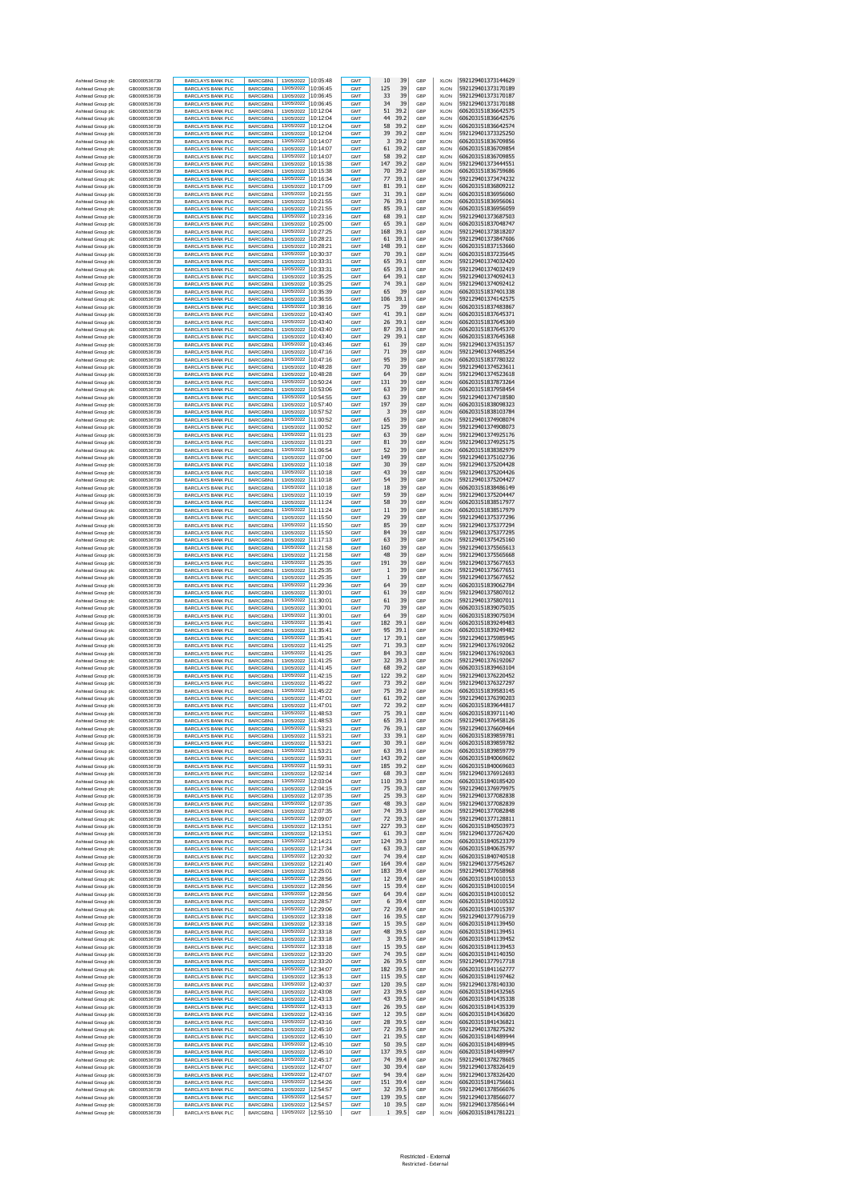| | | | | | | | | | | | |
|---|---|---|---|---|---|---|---|---|---|---|---|
| Ashtead Group plc | GB0000536739 | BARCLAYS BANK PLC | BARCGBN1 | 13/05/2022 | 10:05:48 | GMT | 10 | 39 | GBP | XLON | 592129401373144629 |
| Ashtead Group plc | GB0000536739 | BARCLAYS BANK PLC | BARCGBN1 | 13/05/2022 | 10:06:45 | GMT | 125 | 39 | GBP | XLON | 592129401373170189 |
| Ashtead Group plc | GB0000536739 | BARCLAYS BANK PLC | BARCGBN1 | 13/05/2022 | 10:06:45 | GMT | 33 | 39 | GBP | XLON | 592129401373170187 |
| Ashtead Group plc | GB0000536739 | BARCLAYS BANK PLC | BARCGBN1 | 13/05/2022 | 10:06:45 | GMT | 34 | 39 | GBP | XLON | 592129401373170188 |
| Ashtead Group plc | GB0000536739 | BARCLAYS BANK PLC | BARCGBN1 | 13/05/2022 | 10:12:04 | GMT | 51 | 39.2 | GBP | XLON | 606203151836642575 |
| Ashtead Group plc | GB0000536739 | BARCLAYS BANK PLC | BARCGBN1 | 13/05/2022 | 10:12:04 | GMT | 44 | 39.2 | GBP | XLON | 606203151836642576 |
| Ashtead Group plc | GB0000536739 | BARCLAYS BANK PLC | BARCGBN1 | 13/05/2022 | 10:12:04 | GMT | 58 | 39.2 | GBP | XLON | 606203151836642574 |
| Ashtead Group plc | GB0000536739 | BARCLAYS BANK PLC | BARCGBN1 | 13/05/2022 | 10:12:04 | GMT | 39 | 39.2 | GBP | XLON | 592129401373325250 |
| Ashtead Group plc | GB0000536739 | BARCLAYS BANK PLC | BARCGBN1 | 13/05/2022 | 10:14:07 | GMT | 3 | 39.2 | GBP | XLON | 606203151836709856 |
| Ashtead Group plc | GB0000536739 | BARCLAYS BANK PLC | BARCGBN1 | 13/05/2022 | 10:14:07 | GMT | 61 | 39.2 | GBP | XLON | 606203151836709854 |
| Ashtead Group plc | GB0000536739 | BARCLAYS BANK PLC | BARCGBN1 | 13/05/2022 | 10:14:07 | GMT | 58 | 39.2 | GBP | XLON | 606203151836709855 |
| Ashtead Group plc | GB0000536739 | BARCLAYS BANK PLC | BARCGBN1 | 13/05/2022 | 10:15:38 | GMT | 147 | 39.2 | GBP | XLON | 592129401373444551 |
| Ashtead Group plc | GB0000536739 | BARCLAYS BANK PLC | BARCGBN1 | 13/05/2022 | 10:15:38 | GMT | 70 | 39.2 | GBP | XLON | 606203151836759686 |
| Ashtead Group plc | GB0000536739 | BARCLAYS BANK PLC | BARCGBN1 | 13/05/2022 | 10:16:34 | GMT | 77 | 39.1 | GBP | XLON | 592129401373474232 |
| Ashtead Group plc | GB0000536739 | BARCLAYS BANK PLC | BARCGBN1 | 13/05/2022 | 10:17:09 | GMT | 81 | 39.1 | GBP | XLON | 606203151836809212 |
| Ashtead Group plc | GB0000536739 | BARCLAYS BANK PLC | BARCGBN1 | 13/05/2022 | 10:21:55 | GMT | 31 | 39.1 | GBP | XLON | 606203151836956060 |
| Ashtead Group plc | GB0000536739 | BARCLAYS BANK PLC | BARCGBN1 | 13/05/2022 | 10:21:55 | GMT | 76 | 39.1 | GBP | XLON | 606203151836956061 |
| Ashtead Group plc | GB0000536739 | BARCLAYS BANK PLC | BARCGBN1 | 13/05/2022 | 10:21:55 | GMT | 85 | 39.1 | GBP | XLON | 606203151836956059 |
| Ashtead Group plc | GB0000536739 | BARCLAYS BANK PLC | BARCGBN1 | 13/05/2022 | 10:23:16 | GMT | 68 | 39.1 | GBP | XLON | 592129401373687503 |
| Ashtead Group plc | GB0000536739 | BARCLAYS BANK PLC | BARCGBN1 | 13/05/2022 | 10:25:00 | GMT | 65 | 39.1 | GBP | XLON | 606203151837048747 |
| Ashtead Group plc | GB0000536739 | BARCLAYS BANK PLC | BARCGBN1 | 13/05/2022 | 10:27:25 | GMT | 168 | 39.1 | GBP | XLON | 592129401373818207 |
| Ashtead Group plc | GB0000536739 | BARCLAYS BANK PLC | BARCGBN1 | 13/05/2022 | 10:28:21 | GMT | 61 | 39.1 | GBP | XLON | 592129401373847606 |
| Ashtead Group plc | GB0000536739 | BARCLAYS BANK PLC | BARCGBN1 | 13/05/2022 | 10:28:21 | GMT | 148 | 39.1 | GBP | XLON | 606203151837153660 |
| Ashtead Group plc | GB0000536739 | BARCLAYS BANK PLC | BARCGBN1 | 13/05/2022 | 10:30:37 | GMT | 70 | 39.1 | GBP | XLON | 606203151837235645 |
| Ashtead Group plc | GB0000536739 | BARCLAYS BANK PLC | BARCGBN1 | 13/05/2022 | 10:33:31 | GMT | 65 | 39.1 | GBP | XLON | 592129401374032420 |
| Ashtead Group plc | GB0000536739 | BARCLAYS BANK PLC | BARCGBN1 | 13/05/2022 | 10:33:31 | GMT | 65 | 39.1 | GBP | XLON | 592129401374032419 |
| Ashtead Group plc | GB0000536739 | BARCLAYS BANK PLC | BARCGBN1 | 13/05/2022 | 10:35:25 | GMT | 64 | 39.1 | GBP | XLON | 592129401374092413 |
| Ashtead Group plc | GB0000536739 | BARCLAYS BANK PLC | BARCGBN1 | 13/05/2022 | 10:35:25 | GMT | 74 | 39.1 | GBP | XLON | 592129401374092412 |
| Ashtead Group plc | GB0000536739 | BARCLAYS BANK PLC | BARCGBN1 | 13/05/2022 | 10:35:39 | GMT | 65 | 39 | GBP | XLON | 606203151837401338 |
| Ashtead Group plc | GB0000536739 | BARCLAYS BANK PLC | BARCGBN1 | 13/05/2022 | 10:36:55 | GMT | 106 | 39.1 | GBP | XLON | 592129401374142575 |
| Ashtead Group plc | GB0000536739 | BARCLAYS BANK PLC | BARCGBN1 | 13/05/2022 | 10:38:16 | GMT | 75 | 39 | GBP | XLON | 606203151837483867 |
| Ashtead Group plc | GB0000536739 | BARCLAYS BANK PLC | BARCGBN1 | 13/05/2022 | 10:43:40 | GMT | 41 | 39.1 | GBP | XLON | 606203151837645371 |
| Ashtead Group plc | GB0000536739 | BARCLAYS BANK PLC | BARCGBN1 | 13/05/2022 | 10:43:40 | GMT | 26 | 39.1 | GBP | XLON | 606203151837645369 |
| Ashtead Group plc | GB0000536739 | BARCLAYS BANK PLC | BARCGBN1 | 13/05/2022 | 10:43:40 | GMT | 87 | 39.1 | GBP | XLON | 606203151837645370 |
| Ashtead Group plc | GB0000536739 | BARCLAYS BANK PLC | BARCGBN1 | 13/05/2022 | 10:43:40 | GMT | 29 | 39.1 | GBP | XLON | 606203151837645368 |
| Ashtead Group plc | GB0000536739 | BARCLAYS BANK PLC | BARCGBN1 | 13/05/2022 | 10:43:46 | GMT | 61 | 39 | GBP | XLON | 592129401374351357 |
| Ashtead Group plc | GB0000536739 | BARCLAYS BANK PLC | BARCGBN1 | 13/05/2022 | 10:47:16 | GMT | 71 | 39 | GBP | XLON | 592129401374485254 |
| Ashtead Group plc | GB0000536739 | BARCLAYS BANK PLC | BARCGBN1 | 13/05/2022 | 10:47:16 | GMT | 95 | 39 | GBP | XLON | 606203151837780322 |
| Ashtead Group plc | GB0000536739 | BARCLAYS BANK PLC | BARCGBN1 | 13/05/2022 | 10:48:28 | GMT | 70 | 39 | GBP | XLON | 592129401374523611 |
| Ashtead Group plc | GB0000536739 | BARCLAYS BANK PLC | BARCGBN1 | 13/05/2022 | 10:48:28 | GMT | 64 | 39 | GBP | XLON | 592129401374523618 |
| Ashtead Group plc | GB0000536739 | BARCLAYS BANK PLC | BARCGBN1 | 13/05/2022 | 10:50:24 | GMT | 131 | 39 | GBP | XLON | 606203151837873264 |
| Ashtead Group plc | GB0000536739 | BARCLAYS BANK PLC | BARCGBN1 | 13/05/2022 | 10:53:06 | GMT | 63 | 39 | GBP | XLON | 606203151837958454 |
| Ashtead Group plc | GB0000536739 | BARCLAYS BANK PLC | BARCGBN1 | 13/05/2022 | 10:54:55 | GMT | 63 | 39 | GBP | XLON | 592129401374718580 |
| Ashtead Group plc | GB0000536739 | BARCLAYS BANK PLC | BARCGBN1 | 13/05/2022 | 10:57:40 | GMT | 197 | 39 | GBP | XLON | 606203151838098323 |
| Ashtead Group plc | GB0000536739 | BARCLAYS BANK PLC | BARCGBN1 | 13/05/2022 | 10:57:52 | GMT | 3 | 39 | GBP | XLON | 606203151838103784 |
| Ashtead Group plc | GB0000536739 | BARCLAYS BANK PLC | BARCGBN1 | 13/05/2022 | 11:00:52 | GMT | 65 | 39 | GBP | XLON | 592129401374908074 |
| Ashtead Group plc | GB0000536739 | BARCLAYS BANK PLC | BARCGBN1 | 13/05/2022 | 11:00:52 | GMT | 125 | 39 | GBP | XLON | 592129401374908073 |
| Ashtead Group plc | GB0000536739 | BARCLAYS BANK PLC | BARCGBN1 | 13/05/2022 | 11:01:23 | GMT | 63 | 39 | GBP | XLON | 592129401374925176 |
| Ashtead Group plc | GB0000536739 | BARCLAYS BANK PLC | BARCGBN1 | 13/05/2022 | 11:01:23 | GMT | 81 | 39 | GBP | XLON | 592129401374925175 |
| Ashtead Group plc | GB0000536739 | BARCLAYS BANK PLC | BARCGBN1 | 13/05/2022 | 11:06:54 | GMT | 52 | 39 | GBP | XLON | 606203151838382979 |
| Ashtead Group plc | GB0000536739 | BARCLAYS BANK PLC | BARCGBN1 | 13/05/2022 | 11:07:00 | GMT | 149 | 39 | GBP | XLON | 592129401375102736 |
| Ashtead Group plc | GB0000536739 | BARCLAYS BANK PLC | BARCGBN1 | 13/05/2022 | 11:10:18 | GMT | 30 | 39 | GBP | XLON | 592129401375204428 |
| Ashtead Group plc | GB0000536739 | BARCLAYS BANK PLC | BARCGBN1 | 13/05/2022 | 11:10:18 | GMT | 43 | 39 | GBP | XLON | 592129401375204426 |
| Ashtead Group plc | GB0000536739 | BARCLAYS BANK PLC | BARCGBN1 | 13/05/2022 | 11:10:18 | GMT | 54 | 39 | GBP | XLON | 592129401375204427 |
| Ashtead Group plc | GB0000536739 | BARCLAYS BANK PLC | BARCGBN1 | 13/05/2022 | 11:10:18 | GMT | 18 | 39 | GBP | XLON | 606203151838486149 |
| Ashtead Group plc | GB0000536739 | BARCLAYS BANK PLC | BARCGBN1 | 13/05/2022 | 11:10:19 | GMT | 59 | 39 | GBP | XLON | 592129401375204447 |
| Ashtead Group plc | GB0000536739 | BARCLAYS BANK PLC | BARCGBN1 | 13/05/2022 | 11:11:24 | GMT | 58 | 39 | GBP | XLON | 606203151838517977 |
| Ashtead Group plc | GB0000536739 | BARCLAYS BANK PLC | BARCGBN1 | 13/05/2022 | 11:11:24 | GMT | 11 | 39 | GBP | XLON | 606203151838517979 |
| Ashtead Group plc | GB0000536739 | BARCLAYS BANK PLC | BARCGBN1 | 13/05/2022 | 11:15:50 | GMT | 29 | 39 | GBP | XLON | 592129401375377296 |
| Ashtead Group plc | GB0000536739 | BARCLAYS BANK PLC | BARCGBN1 | 13/05/2022 | 11:15:50 | GMT | 85 | 39 | GBP | XLON | 592129401375377294 |
| Ashtead Group plc | GB0000536739 | BARCLAYS BANK PLC | BARCGBN1 | 13/05/2022 | 11:15:50 | GMT | 84 | 39 | GBP | XLON | 592129401375377295 |
| Ashtead Group plc | GB0000536739 | BARCLAYS BANK PLC | BARCGBN1 | 13/05/2022 | 11:17:13 | GMT | 63 | 39 | GBP | XLON | 592129401375425160 |
| Ashtead Group plc | GB0000536739 | BARCLAYS BANK PLC | BARCGBN1 | 13/05/2022 | 11:21:58 | GMT | 160 | 39 | GBP | XLON | 592129401375565613 |
| Ashtead Group plc | GB0000536739 | BARCLAYS BANK PLC | BARCGBN1 | 13/05/2022 | 11:21:58 | GMT | 48 | 39 | GBP | XLON | 592129401375565668 |
| Ashtead Group plc | GB0000536739 | BARCLAYS BANK PLC | BARCGBN1 | 13/05/2022 | 11:25:35 | GMT | 191 | 39 | GBP | XLON | 592129401375677653 |
| Ashtead Group plc | GB0000536739 | BARCLAYS BANK PLC | BARCGBN1 | 13/05/2022 | 11:25:35 | GMT | 1 | 39 | GBP | XLON | 592129401375677651 |
| Ashtead Group plc | GB0000536739 | BARCLAYS BANK PLC | BARCGBN1 | 13/05/2022 | 11:25:35 | GMT | 1 | 39 | GBP | XLON | 592129401375677652 |
| Ashtead Group plc | GB0000536739 | BARCLAYS BANK PLC | BARCGBN1 | 13/05/2022 | 11:29:36 | GMT | 64 | 39 | GBP | XLON | 606203151839062784 |
| Ashtead Group plc | GB0000536739 | BARCLAYS BANK PLC | BARCGBN1 | 13/05/2022 | 11:30:01 | GMT | 61 | 39 | GBP | XLON | 592129401375807012 |
| Ashtead Group plc | GB0000536739 | BARCLAYS BANK PLC | BARCGBN1 | 13/05/2022 | 11:30:01 | GMT | 61 | 39 | GBP | XLON | 592129401375807011 |
| Ashtead Group plc | GB0000536739 | BARCLAYS BANK PLC | BARCGBN1 | 13/05/2022 | 11:30:01 | GMT | 70 | 39 | GBP | XLON | 606203151839075035 |
| Ashtead Group plc | GB0000536739 | BARCLAYS BANK PLC | BARCGBN1 | 13/05/2022 | 11:30:01 | GMT | 64 | 39 | GBP | XLON | 606203151839075034 |
| Ashtead Group plc | GB0000536739 | BARCLAYS BANK PLC | BARCGBN1 | 13/05/2022 | 11:35:41 | GMT | 182 | 39.1 | GBP | XLON | 606203151839249483 |
| Ashtead Group plc | GB0000536739 | BARCLAYS BANK PLC | BARCGBN1 | 13/05/2022 | 11:35:41 | GMT | 95 | 39.1 | GBP | XLON | 606203151839249482 |
| Ashtead Group plc | GB0000536739 | BARCLAYS BANK PLC | BARCGBN1 | 13/05/2022 | 11:35:41 | GMT | 17 | 39.1 | GBP | XLON | 592129401375985945 |
| Ashtead Group plc | GB0000536739 | BARCLAYS BANK PLC | BARCGBN1 | 13/05/2022 | 11:41:25 | GMT | 71 | 39.3 | GBP | XLON | 592129401376192062 |
| Ashtead Group plc | GB0000536739 | BARCLAYS BANK PLC | BARCGBN1 | 13/05/2022 | 11:41:25 | GMT | 84 | 39.3 | GBP | XLON | 592129401376192063 |
| Ashtead Group plc | GB0000536739 | BARCLAYS BANK PLC | BARCGBN1 | 13/05/2022 | 11:41:25 | GMT | 32 | 39.3 | GBP | XLON | 592129401376192067 |
| Ashtead Group plc | GB0000536739 | BARCLAYS BANK PLC | BARCGBN1 | 13/05/2022 | 11:41:45 | GMT | 68 | 39.2 | GBP | XLON | 606203151839463104 |
| Ashtead Group plc | GB0000536739 | BARCLAYS BANK PLC | BARCGBN1 | 13/05/2022 | 11:42:15 | GMT | 122 | 39.2 | GBP | XLON | 592129401376220452 |
| Ashtead Group plc | GB0000536739 | BARCLAYS BANK PLC | BARCGBN1 | 13/05/2022 | 11:45:22 | GMT | 73 | 39.2 | GBP | XLON | 592129401376327297 |
| Ashtead Group plc | GB0000536739 | BARCLAYS BANK PLC | BARCGBN1 | 13/05/2022 | 11:45:22 | GMT | 75 | 39.2 | GBP | XLON | 606203151839583145 |
| Ashtead Group plc | GB0000536739 | BARCLAYS BANK PLC | BARCGBN1 | 13/05/2022 | 11:47:01 | GMT | 61 | 39.2 | GBP | XLON | 592129401376390203 |
| Ashtead Group plc | GB0000536739 | BARCLAYS BANK PLC | BARCGBN1 | 13/05/2022 | 11:47:01 | GMT | 72 | 39.2 | GBP | XLON | 606203151839644817 |
| Ashtead Group plc | GB0000536739 | BARCLAYS BANK PLC | BARCGBN1 | 13/05/2022 | 11:48:53 | GMT | 75 | 39.1 | GBP | XLON | 606203151839711140 |
| Ashtead Group plc | GB0000536739 | BARCLAYS BANK PLC | BARCGBN1 | 13/05/2022 | 11:48:53 | GMT | 65 | 39.1 | GBP | XLON | 592129401376458126 |
| Ashtead Group plc | GB0000536739 | BARCLAYS BANK PLC | BARCGBN1 | 13/05/2022 | 11:53:21 | GMT | 76 | 39.1 | GBP | XLON | 592129401376609464 |
| Ashtead Group plc | GB0000536739 | BARCLAYS BANK PLC | BARCGBN1 | 13/05/2022 | 11:53:21 | GMT | 33 | 39.1 | GBP | XLON | 606203151839859781 |
| Ashtead Group plc | GB0000536739 | BARCLAYS BANK PLC | BARCGBN1 | 13/05/2022 | 11:53:21 | GMT | 30 | 39.1 | GBP | XLON | 606203151839859782 |
| Ashtead Group plc | GB0000536739 | BARCLAYS BANK PLC | BARCGBN1 | 13/05/2022 | 11:53:21 | GMT | 63 | 39.1 | GBP | XLON | 606203151839859779 |
| Ashtead Group plc | GB0000536739 | BARCLAYS BANK PLC | BARCGBN1 | 13/05/2022 | 11:59:31 | GMT | 143 | 39.2 | GBP | XLON | 606203151840069602 |
| Ashtead Group plc | GB0000536739 | BARCLAYS BANK PLC | BARCGBN1 | 13/05/2022 | 11:59:31 | GMT | 185 | 39.2 | GBP | XLON | 606203151840069603 |
| Ashtead Group plc | GB0000536739 | BARCLAYS BANK PLC | BARCGBN1 | 13/05/2022 | 12:02:14 | GMT | 68 | 39.3 | GBP | XLON | 592129401376912693 |
| Ashtead Group plc | GB0000536739 | BARCLAYS BANK PLC | BARCGBN1 | 13/05/2022 | 12:03:04 | GMT | 110 | 39.3 | GBP | XLON | 606203151840185420 |
| Ashtead Group plc | GB0000536739 | BARCLAYS BANK PLC | BARCGBN1 | 13/05/2022 | 12:04:15 | GMT | 75 | 39.3 | GBP | XLON | 592129401376979975 |
| Ashtead Group plc | GB0000536739 | BARCLAYS BANK PLC | BARCGBN1 | 13/05/2022 | 12:07:35 | GMT | 25 | 39.3 | GBP | XLON | 592129401377082838 |
| Ashtead Group plc | GB0000536739 | BARCLAYS BANK PLC | BARCGBN1 | 13/05/2022 | 12:07:35 | GMT | 48 | 39.3 | GBP | XLON | 592129401377082839 |
| Ashtead Group plc | GB0000536739 | BARCLAYS BANK PLC | BARCGBN1 | 13/05/2022 | 12:07:35 | GMT | 74 | 39.3 | GBP | XLON | 592129401377082848 |
| Ashtead Group plc | GB0000536739 | BARCLAYS BANK PLC | BARCGBN1 | 13/05/2022 | 12:09:07 | GMT | 72 | 39.3 | GBP | XLON | 592129401377128811 |
| Ashtead Group plc | GB0000536739 | BARCLAYS BANK PLC | BARCGBN1 | 13/05/2022 | 12:13:51 | GMT | 227 | 39.3 | GBP | XLON | 606203151840503973 |
| Ashtead Group plc | GB0000536739 | BARCLAYS BANK PLC | BARCGBN1 | 13/05/2022 | 12:13:51 | GMT | 61 | 39.3 | GBP | XLON | 592129401377267420 |
| Ashtead Group plc | GB0000536739 | BARCLAYS BANK PLC | BARCGBN1 | 13/05/2022 | 12:14:21 | GMT | 124 | 39.3 | GBP | XLON | 606203151840523379 |
| Ashtead Group plc | GB0000536739 | BARCLAYS BANK PLC | BARCGBN1 | 13/05/2022 | 12:17:34 | GMT | 63 | 39.3 | GBP | XLON | 606203151840635797 |
| Ashtead Group plc | GB0000536739 | BARCLAYS BANK PLC | BARCGBN1 | 13/05/2022 | 12:20:32 | GMT | 74 | 39.4 | GBP | XLON | 606203151840740518 |
| Ashtead Group plc | GB0000536739 | BARCLAYS BANK PLC | BARCGBN1 | 13/05/2022 | 12:21:40 | GMT | 164 | 39.4 | GBP | XLON | 592129401377545267 |
| Ashtead Group plc | GB0000536739 | BARCLAYS BANK PLC | BARCGBN1 | 13/05/2022 | 12:25:01 | GMT | 183 | 39.4 | GBP | XLON | 592129401377658968 |
| Ashtead Group plc | GB0000536739 | BARCLAYS BANK PLC | BARCGBN1 | 13/05/2022 | 12:28:56 | GMT | 12 | 39.4 | GBP | XLON | 606203151841010153 |
| Ashtead Group plc | GB0000536739 | BARCLAYS BANK PLC | BARCGBN1 | 13/05/2022 | 12:28:56 | GMT | 15 | 39.4 | GBP | XLON | 606203151841010154 |
| Ashtead Group plc | GB0000536739 | BARCLAYS BANK PLC | BARCGBN1 | 13/05/2022 | 12:28:56 | GMT | 64 | 39.4 | GBP | XLON | 606203151841010152 |
| Ashtead Group plc | GB0000536739 | BARCLAYS BANK PLC | BARCGBN1 | 13/05/2022 | 12:28:57 | GMT | 6 | 39.4 | GBP | XLON | 606203151841010532 |
| Ashtead Group plc | GB0000536739 | BARCLAYS BANK PLC | BARCGBN1 | 13/05/2022 | 12:29:06 | GMT | 72 | 39.4 | GBP | XLON | 606203151841015397 |
| Ashtead Group plc | GB0000536739 | BARCLAYS BANK PLC | BARCGBN1 | 13/05/2022 | 12:33:18 | GMT | 16 | 39.5 | GBP | XLON | 592129401377916719 |
| Ashtead Group plc | GB0000536739 | BARCLAYS BANK PLC | BARCGBN1 | 13/05/2022 | 12:33:18 | GMT | 15 | 39.5 | GBP | XLON | 606203151841139450 |
| Ashtead Group plc | GB0000536739 | BARCLAYS BANK PLC | BARCGBN1 | 13/05/2022 | 12:33:18 | GMT | 48 | 39.5 | GBP | XLON | 606203151841139451 |
| Ashtead Group plc | GB0000536739 | BARCLAYS BANK PLC | BARCGBN1 | 13/05/2022 | 12:33:18 | GMT | 3 | 39.5 | GBP | XLON | 606203151841139452 |
| Ashtead Group plc | GB0000536739 | BARCLAYS BANK PLC | BARCGBN1 | 13/05/2022 | 12:33:18 | GMT | 15 | 39.5 | GBP | XLON | 606203151841139453 |
| Ashtead Group plc | GB0000536739 | BARCLAYS BANK PLC | BARCGBN1 | 13/05/2022 | 12:33:20 | GMT | 74 | 39.5 | GBP | XLON | 606203151841140350 |
| Ashtead Group plc | GB0000536739 | BARCLAYS BANK PLC | BARCGBN1 | 13/05/2022 | 12:33:20 | GMT | 26 | 39.5 | GBP | XLON | 592129401377917718 |
| Ashtead Group plc | GB0000536739 | BARCLAYS BANK PLC | BARCGBN1 | 13/05/2022 | 12:34:07 | GMT | 182 | 39.5 | GBP | XLON | 606203151841162777 |
| Ashtead Group plc | GB0000536739 | BARCLAYS BANK PLC | BARCGBN1 | 13/05/2022 | 12:35:13 | GMT | 115 | 39.5 | GBP | XLON | 606203151841197462 |
| Ashtead Group plc | GB0000536739 | BARCLAYS BANK PLC | BARCGBN1 | 13/05/2022 | 12:40:37 | GMT | 120 | 39.5 | GBP | XLON | 592129401378140330 |
| Ashtead Group plc | GB0000536739 | BARCLAYS BANK PLC | BARCGBN1 | 13/05/2022 | 12:43:08 | GMT | 23 | 39.5 | GBP | XLON | 606203151841432565 |
| Ashtead Group plc | GB0000536739 | BARCLAYS BANK PLC | BARCGBN1 | 13/05/2022 | 12:43:13 | GMT | 43 | 39.5 | GBP | XLON | 606203151841435338 |
| Ashtead Group plc | GB0000536739 | BARCLAYS BANK PLC | BARCGBN1 | 13/05/2022 | 12:43:13 | GMT | 26 | 39.5 | GBP | XLON | 606203151841435339 |
| Ashtead Group plc | GB0000536739 | BARCLAYS BANK PLC | BARCGBN1 | 13/05/2022 | 12:43:16 | GMT | 12 | 39.5 | GBP | XLON | 606203151841436820 |
| Ashtead Group plc | GB0000536739 | BARCLAYS BANK PLC | BARCGBN1 | 13/05/2022 | 12:43:16 | GMT | 28 | 39.5 | GBP | XLON | 606203151841436821 |
| Ashtead Group plc | GB0000536739 | BARCLAYS BANK PLC | BARCGBN1 | 13/05/2022 | 12:45:10 | GMT | 72 | 39.5 | GBP | XLON | 592129401378275292 |
| Ashtead Group plc | GB0000536739 | BARCLAYS BANK PLC | BARCGBN1 | 13/05/2022 | 12:45:10 | GMT | 21 | 39.5 | GBP | XLON | 606203151841489944 |
| Ashtead Group plc | GB0000536739 | BARCLAYS BANK PLC | BARCGBN1 | 13/05/2022 | 12:45:10 | GMT | 50 | 39.5 | GBP | XLON | 606203151841489945 |
| Ashtead Group plc | GB0000536739 | BARCLAYS BANK PLC | BARCGBN1 | 13/05/2022 | 12:45:10 | GMT | 137 | 39.5 | GBP | XLON | 606203151841489947 |
| Ashtead Group plc | GB0000536739 | BARCLAYS BANK PLC | BARCGBN1 | 13/05/2022 | 12:45:17 | GMT | 74 | 39.4 | GBP | XLON | 592129401378278605 |
| Ashtead Group plc | GB0000536739 | BARCLAYS BANK PLC | BARCGBN1 | 13/05/2022 | 12:47:07 | GMT | 30 | 39.4 | GBP | XLON | 592129401378326419 |
| Ashtead Group plc | GB0000536739 | BARCLAYS BANK PLC | BARCGBN1 | 13/05/2022 | 12:47:07 | GMT | 94 | 39.4 | GBP | XLON | 592129401378326420 |
| Ashtead Group plc | GB0000536739 | BARCLAYS BANK PLC | BARCGBN1 | 13/05/2022 | 12:54:26 | GMT | 151 | 39.4 | GBP | XLON | 606203151841756661 |
| Ashtead Group plc | GB0000536739 | BARCLAYS BANK PLC | BARCGBN1 | 13/05/2022 | 12:54:57 | GMT | 32 | 39.5 | GBP | XLON | 592129401378566076 |
| Ashtead Group plc | GB0000536739 | BARCLAYS BANK PLC | BARCGBN1 | 13/05/2022 | 12:54:57 | GMT | 139 | 39.5 | GBP | XLON | 592129401378566077 |
| Ashtead Group plc | GB0000536739 | BARCLAYS BANK PLC | BARCGBN1 | 13/05/2022 | 12:54:57 | GMT | 10 | 39.5 | GBP | XLON | 592129401378566144 |
| Ashtead Group plc | GB0000536739 | BARCLAYS BANK PLC | BARCGBN1 | 13/05/2022 | 12:55:10 | GMT | 1 | 39.5 | GBP | XLON | 606203151841781221 |

Restricted - External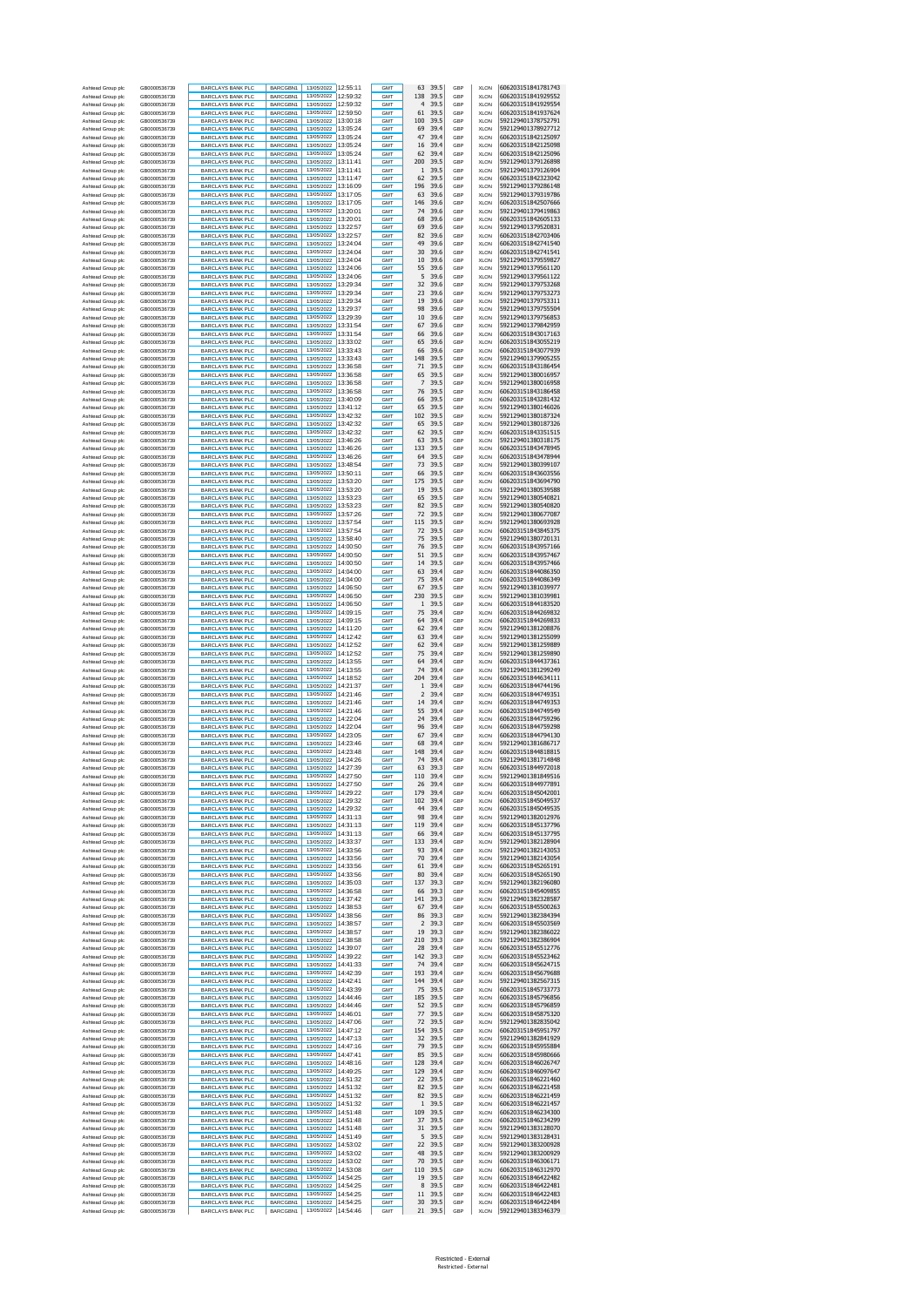| | | | | | | | | | | | |
|---|---|---|---|---|---|---|---|---|---|---|---|
| Ashtead Group plc | GB0000536739 | BARCLAYS BANK PLC | BARCGBN1 | 13/05/2022 | 12:55:11 | GMT | 63 | 39.5 | GBP | XLON | 606203151841781743 |
| Ashtead Group plc | GB0000536739 | BARCLAYS BANK PLC | BARCGBN1 | 13/05/2022 | 12:59:32 | GMT | 138 | 39.5 | GBP | XLON | 606203151841929552 |
| Ashtead Group plc | GB0000536739 | BARCLAYS BANK PLC | BARCGBN1 | 13/05/2022 | 12:59:32 | GMT | 4 | 39.5 | GBP | XLON | 606203151841929554 |
| Ashtead Group plc | GB0000536739 | BARCLAYS BANK PLC | BARCGBN1 | 13/05/2022 | 12:59:50 | GMT | 61 | 39.5 | GBP | XLON | 606203151841937624 |
| Ashtead Group plc | GB0000536739 | BARCLAYS BANK PLC | BARCGBN1 | 13/05/2022 | 13:00:18 | GMT | 100 | 39.5 | GBP | XLON | 592129401378752791 |
| Ashtead Group plc | GB0000536739 | BARCLAYS BANK PLC | BARCGBN1 | 13/05/2022 | 13:05:24 | GMT | 69 | 39.4 | GBP | XLON | 592129401378927712 |
| Ashtead Group plc | GB0000536739 | BARCLAYS BANK PLC | BARCGBN1 | 13/05/2022 | 13:05:24 | GMT | 47 | 39.4 | GBP | XLON | 606203151842125097 |
| Ashtead Group plc | GB0000536739 | BARCLAYS BANK PLC | BARCGBN1 | 13/05/2022 | 13:05:24 | GMT | 16 | 39.4 | GBP | XLON | 606203151842125098 |
| Ashtead Group plc | GB0000536739 | BARCLAYS BANK PLC | BARCGBN1 | 13/05/2022 | 13:05:24 | GMT | 62 | 39.4 | GBP | XLON | 606203151842125096 |
| Ashtead Group plc | GB0000536739 | BARCLAYS BANK PLC | BARCGBN1 | 13/05/2022 | 13:11:41 | GMT | 200 | 39.5 | GBP | XLON | 592129401379126898 |
| Ashtead Group plc | GB0000536739 | BARCLAYS BANK PLC | BARCGBN1 | 13/05/2022 | 13:11:41 | GMT | 1 | 39.5 | GBP | XLON | 592129401379126904 |
| Ashtead Group plc | GB0000536739 | BARCLAYS BANK PLC | BARCGBN1 | 13/05/2022 | 13:11:47 | GMT | 62 | 39.5 | GBP | XLON | 606203151842323042 |
| Ashtead Group plc | GB0000536739 | BARCLAYS BANK PLC | BARCGBN1 | 13/05/2022 | 13:16:09 | GMT | 196 | 39.6 | GBP | XLON | 592129401379286148 |
| Ashtead Group plc | GB0000536739 | BARCLAYS BANK PLC | BARCGBN1 | 13/05/2022 | 13:17:05 | GMT | 63 | 39.6 | GBP | XLON | 592129401379319786 |
| Ashtead Group plc | GB0000536739 | BARCLAYS BANK PLC | BARCGBN1 | 13/05/2022 | 13:17:05 | GMT | 146 | 39.6 | GBP | XLON | 606203151842507666 |
| Ashtead Group plc | GB0000536739 | BARCLAYS BANK PLC | BARCGBN1 | 13/05/2022 | 13:20:01 | GMT | 74 | 39.6 | GBP | XLON | 592129401379419863 |
| Ashtead Group plc | GB0000536739 | BARCLAYS BANK PLC | BARCGBN1 | 13/05/2022 | 13:20:01 | GMT | 68 | 39.6 | GBP | XLON | 606203151842605133 |
| Ashtead Group plc | GB0000536739 | BARCLAYS BANK PLC | BARCGBN1 | 13/05/2022 | 13:22:57 | GMT | 69 | 39.6 | GBP | XLON | 592129401379520831 |
| Ashtead Group plc | GB0000536739 | BARCLAYS BANK PLC | BARCGBN1 | 13/05/2022 | 13:22:57 | GMT | 82 | 39.6 | GBP | XLON | 606203151842703406 |
| Ashtead Group plc | GB0000536739 | BARCLAYS BANK PLC | BARCGBN1 | 13/05/2022 | 13:24:04 | GMT | 49 | 39.6 | GBP | XLON | 606203151842741540 |
| Ashtead Group plc | GB0000536739 | BARCLAYS BANK PLC | BARCGBN1 | 13/05/2022 | 13:24:04 | GMT | 30 | 39.6 | GBP | XLON | 606203151842741541 |
| Ashtead Group plc | GB0000536739 | BARCLAYS BANK PLC | BARCGBN1 | 13/05/2022 | 13:24:04 | GMT | 10 | 39.6 | GBP | XLON | 592129401379559827 |
| Ashtead Group plc | GB0000536739 | BARCLAYS BANK PLC | BARCGBN1 | 13/05/2022 | 13:24:06 | GMT | 55 | 39.6 | GBP | XLON | 592129401379561120 |
| Ashtead Group plc | GB0000536739 | BARCLAYS BANK PLC | BARCGBN1 | 13/05/2022 | 13:24:06 | GMT | 5 | 39.6 | GBP | XLON | 592129401379561122 |
| Ashtead Group plc | GB0000536739 | BARCLAYS BANK PLC | BARCGBN1 | 13/05/2022 | 13:29:34 | GMT | 32 | 39.6 | GBP | XLON | 592129401379753268 |
| Ashtead Group plc | GB0000536739 | BARCLAYS BANK PLC | BARCGBN1 | 13/05/2022 | 13:29:34 | GMT | 23 | 39.6 | GBP | XLON | 592129401379753273 |
| Ashtead Group plc | GB0000536739 | BARCLAYS BANK PLC | BARCGBN1 | 13/05/2022 | 13:29:34 | GMT | 19 | 39.6 | GBP | XLON | 592129401379753311 |
| Ashtead Group plc | GB0000536739 | BARCLAYS BANK PLC | BARCGBN1 | 13/05/2022 | 13:29:37 | GMT | 98 | 39.6 | GBP | XLON | 592129401379755504 |
| Ashtead Group plc | GB0000536739 | BARCLAYS BANK PLC | BARCGBN1 | 13/05/2022 | 13:29:39 | GMT | 10 | 39.6 | GBP | XLON | 592129401379756853 |
| Ashtead Group plc | GB0000536739 | BARCLAYS BANK PLC | BARCGBN1 | 13/05/2022 | 13:31:54 | GMT | 67 | 39.6 | GBP | XLON | 592129401379842959 |
| Ashtead Group plc | GB0000536739 | BARCLAYS BANK PLC | BARCGBN1 | 13/05/2022 | 13:31:54 | GMT | 66 | 39.6 | GBP | XLON | 606203151843017163 |
| Ashtead Group plc | GB0000536739 | BARCLAYS BANK PLC | BARCGBN1 | 13/05/2022 | 13:33:02 | GMT | 65 | 39.6 | GBP | XLON | 606203151843055219 |
| Ashtead Group plc | GB0000536739 | BARCLAYS BANK PLC | BARCGBN1 | 13/05/2022 | 13:33:43 | GMT | 66 | 39.6 | GBP | XLON | 606203151843077939 |
| Ashtead Group plc | GB0000536739 | BARCLAYS BANK PLC | BARCGBN1 | 13/05/2022 | 13:33:43 | GMT | 148 | 39.5 | GBP | XLON | 592129401379905255 |
| Ashtead Group plc | GB0000536739 | BARCLAYS BANK PLC | BARCGBN1 | 13/05/2022 | 13:36:58 | GMT | 71 | 39.5 | GBP | XLON | 606203151843186454 |
| Ashtead Group plc | GB0000536739 | BARCLAYS BANK PLC | BARCGBN1 | 13/05/2022 | 13:36:58 | GMT | 65 | 39.5 | GBP | XLON | 592129401380016957 |
| Ashtead Group plc | GB0000536739 | BARCLAYS BANK PLC | BARCGBN1 | 13/05/2022 | 13:36:58 | GMT | 7 | 39.5 | GBP | XLON | 592129401380016958 |
| Ashtead Group plc | GB0000536739 | BARCLAYS BANK PLC | BARCGBN1 | 13/05/2022 | 13:36:58 | GMT | 76 | 39.5 | GBP | XLON | 606203151843186458 |
| Ashtead Group plc | GB0000536739 | BARCLAYS BANK PLC | BARCGBN1 | 13/05/2022 | 13:40:09 | GMT | 66 | 39.5 | GBP | XLON | 606203151843281432 |
| Ashtead Group plc | GB0000536739 | BARCLAYS BANK PLC | BARCGBN1 | 13/05/2022 | 13:41:12 | GMT | 65 | 39.5 | GBP | XLON | 592129401380146026 |
| Ashtead Group plc | GB0000536739 | BARCLAYS BANK PLC | BARCGBN1 | 13/05/2022 | 13:42:32 | GMT | 102 | 39.5 | GBP | XLON | 592129401380187324 |
| Ashtead Group plc | GB0000536739 | BARCLAYS BANK PLC | BARCGBN1 | 13/05/2022 | 13:42:32 | GMT | 65 | 39.5 | GBP | XLON | 592129401380187326 |
| Ashtead Group plc | GB0000536739 | BARCLAYS BANK PLC | BARCGBN1 | 13/05/2022 | 13:42:32 | GMT | 62 | 39.5 | GBP | XLON | 606203151843351515 |
| Ashtead Group plc | GB0000536739 | BARCLAYS BANK PLC | BARCGBN1 | 13/05/2022 | 13:46:26 | GMT | 63 | 39.5 | GBP | XLON | 592129401380318175 |
| Ashtead Group plc | GB0000536739 | BARCLAYS BANK PLC | BARCGBN1 | 13/05/2022 | 13:46:26 | GMT | 133 | 39.5 | GBP | XLON | 606203151843478945 |
| Ashtead Group plc | GB0000536739 | BARCLAYS BANK PLC | BARCGBN1 | 13/05/2022 | 13:46:26 | GMT | 64 | 39.5 | GBP | XLON | 606203151843478944 |
| Ashtead Group plc | GB0000536739 | BARCLAYS BANK PLC | BARCGBN1 | 13/05/2022 | 13:48:54 | GMT | 73 | 39.5 | GBP | XLON | 592129401380399107 |
| Ashtead Group plc | GB0000536739 | BARCLAYS BANK PLC | BARCGBN1 | 13/05/2022 | 13:50:11 | GMT | 66 | 39.5 | GBP | XLON | 606203151843603556 |
| Ashtead Group plc | GB0000536739 | BARCLAYS BANK PLC | BARCGBN1 | 13/05/2022 | 13:53:20 | GMT | 175 | 39.5 | GBP | XLON | 606203151843694790 |
| Ashtead Group plc | GB0000536739 | BARCLAYS BANK PLC | BARCGBN1 | 13/05/2022 | 13:53:20 | GMT | 19 | 39.5 | GBP | XLON | 592129401380539588 |
| Ashtead Group plc | GB0000536739 | BARCLAYS BANK PLC | BARCGBN1 | 13/05/2022 | 13:53:23 | GMT | 65 | 39.5 | GBP | XLON | 592129401380540821 |
| Ashtead Group plc | GB0000536739 | BARCLAYS BANK PLC | BARCGBN1 | 13/05/2022 | 13:53:23 | GMT | 82 | 39.5 | GBP | XLON | 592129401380540820 |
| Ashtead Group plc | GB0000536739 | BARCLAYS BANK PLC | BARCGBN1 | 13/05/2022 | 13:57:26 | GMT | 72 | 39.5 | GBP | XLON | 592129401380677087 |
| Ashtead Group plc | GB0000536739 | BARCLAYS BANK PLC | BARCGBN1 | 13/05/2022 | 13:57:54 | GMT | 115 | 39.5 | GBP | XLON | 592129401380693928 |
| Ashtead Group plc | GB0000536739 | BARCLAYS BANK PLC | BARCGBN1 | 13/05/2022 | 13:57:54 | GMT | 72 | 39.5 | GBP | XLON | 606203151843845375 |
| Ashtead Group plc | GB0000536739 | BARCLAYS BANK PLC | BARCGBN1 | 13/05/2022 | 13:58:40 | GMT | 75 | 39.5 | GBP | XLON | 592129401380720131 |
| Ashtead Group plc | GB0000536739 | BARCLAYS BANK PLC | BARCGBN1 | 13/05/2022 | 14:00:50 | GMT | 76 | 39.5 | GBP | XLON | 606203151843957166 |
| Ashtead Group plc | GB0000536739 | BARCLAYS BANK PLC | BARCGBN1 | 13/05/2022 | 14:00:50 | GMT | 51 | 39.5 | GBP | XLON | 606203151843957467 |
| Ashtead Group plc | GB0000536739 | BARCLAYS BANK PLC | BARCGBN1 | 13/05/2022 | 14:00:50 | GMT | 14 | 39.5 | GBP | XLON | 606203151843957466 |
| Ashtead Group plc | GB0000536739 | BARCLAYS BANK PLC | BARCGBN1 | 13/05/2022 | 14:04:00 | GMT | 63 | 39.4 | GBP | XLON | 606203151844086350 |
| Ashtead Group plc | GB0000536739 | BARCLAYS BANK PLC | BARCGBN1 | 13/05/2022 | 14:04:00 | GMT | 75 | 39.4 | GBP | XLON | 606203151844086349 |
| Ashtead Group plc | GB0000536739 | BARCLAYS BANK PLC | BARCGBN1 | 13/05/2022 | 14:06:50 | GMT | 67 | 39.5 | GBP | XLON | 592129401381039977 |
| Ashtead Group plc | GB0000536739 | BARCLAYS BANK PLC | BARCGBN1 | 13/05/2022 | 14:06:50 | GMT | 230 | 39.5 | GBP | XLON | 592129401381039981 |
| Ashtead Group plc | GB0000536739 | BARCLAYS BANK PLC | BARCGBN1 | 13/05/2022 | 14:06:50 | GMT | 1 | 39.5 | GBP | XLON | 606203151844183520 |
| Ashtead Group plc | GB0000536739 | BARCLAYS BANK PLC | BARCGBN1 | 13/05/2022 | 14:09:15 | GMT | 75 | 39.4 | GBP | XLON | 606203151844269832 |
| Ashtead Group plc | GB0000536739 | BARCLAYS BANK PLC | BARCGBN1 | 13/05/2022 | 14:09:15 | GMT | 64 | 39.4 | GBP | XLON | 606203151844269833 |
| Ashtead Group plc | GB0000536739 | BARCLAYS BANK PLC | BARCGBN1 | 13/05/2022 | 14:11:20 | GMT | 62 | 39.4 | GBP | XLON | 592129401381208876 |
| Ashtead Group plc | GB0000536739 | BARCLAYS BANK PLC | BARCGBN1 | 13/05/2022 | 14:12:42 | GMT | 63 | 39.4 | GBP | XLON | 592129401381255099 |
| Ashtead Group plc | GB0000536739 | BARCLAYS BANK PLC | BARCGBN1 | 13/05/2022 | 14:12:52 | GMT | 62 | 39.4 | GBP | XLON | 592129401381259889 |
| Ashtead Group plc | GB0000536739 | BARCLAYS BANK PLC | BARCGBN1 | 13/05/2022 | 14:12:52 | GMT | 75 | 39.4 | GBP | XLON | 592129401381259890 |
| Ashtead Group plc | GB0000536739 | BARCLAYS BANK PLC | BARCGBN1 | 13/05/2022 | 14:13:55 | GMT | 64 | 39.4 | GBP | XLON | 606203151844437361 |
| Ashtead Group plc | GB0000536739 | BARCLAYS BANK PLC | BARCGBN1 | 13/05/2022 | 14:13:55 | GMT | 74 | 39.4 | GBP | XLON | 592129401381299249 |
| Ashtead Group plc | GB0000536739 | BARCLAYS BANK PLC | BARCGBN1 | 13/05/2022 | 14:18:52 | GMT | 204 | 39.4 | GBP | XLON | 606203151844634111 |
| Ashtead Group plc | GB0000536739 | BARCLAYS BANK PLC | BARCGBN1 | 13/05/2022 | 14:21:37 | GMT | 1 | 39.4 | GBP | XLON | 606203151844744196 |
| Ashtead Group plc | GB0000536739 | BARCLAYS BANK PLC | BARCGBN1 | 13/05/2022 | 14:21:46 | GMT | 2 | 39.4 | GBP | XLON | 606203151844749351 |
| Ashtead Group plc | GB0000536739 | BARCLAYS BANK PLC | BARCGBN1 | 13/05/2022 | 14:21:46 | GMT | 14 | 39.4 | GBP | XLON | 606203151844749353 |
| Ashtead Group plc | GB0000536739 | BARCLAYS BANK PLC | BARCGBN1 | 13/05/2022 | 14:21:46 | GMT | 55 | 39.4 | GBP | XLON | 606203151844749549 |
| Ashtead Group plc | GB0000536739 | BARCLAYS BANK PLC | BARCGBN1 | 13/05/2022 | 14:22:04 | GMT | 24 | 39.4 | GBP | XLON | 606203151844759296 |
| Ashtead Group plc | GB0000536739 | BARCLAYS BANK PLC | BARCGBN1 | 13/05/2022 | 14:22:04 | GMT | 96 | 39.4 | GBP | XLON | 606203151844759298 |
| Ashtead Group plc | GB0000536739 | BARCLAYS BANK PLC | BARCGBN1 | 13/05/2022 | 14:23:05 | GMT | 67 | 39.4 | GBP | XLON | 606203151844794130 |
| Ashtead Group plc | GB0000536739 | BARCLAYS BANK PLC | BARCGBN1 | 13/05/2022 | 14:23:46 | GMT | 68 | 39.4 | GBP | XLON | 592129401381686717 |
| Ashtead Group plc | GB0000536739 | BARCLAYS BANK PLC | BARCGBN1 | 13/05/2022 | 14:23:48 | GMT | 148 | 39.4 | GBP | XLON | 606203151844818815 |
| Ashtead Group plc | GB0000536739 | BARCLAYS BANK PLC | BARCGBN1 | 13/05/2022 | 14:24:26 | GMT | 74 | 39.4 | GBP | XLON | 592129401381714848 |
| Ashtead Group plc | GB0000536739 | BARCLAYS BANK PLC | BARCGBN1 | 13/05/2022 | 14:27:39 | GMT | 63 | 39.3 | GBP | XLON | 606203151844972018 |
| Ashtead Group plc | GB0000536739 | BARCLAYS BANK PLC | BARCGBN1 | 13/05/2022 | 14:27:50 | GMT | 110 | 39.4 | GBP | XLON | 592129401381849516 |
| Ashtead Group plc | GB0000536739 | BARCLAYS BANK PLC | BARCGBN1 | 13/05/2022 | 14:27:50 | GMT | 26 | 39.4 | GBP | XLON | 606203151844977891 |
| Ashtead Group plc | GB0000536739 | BARCLAYS BANK PLC | BARCGBN1 | 13/05/2022 | 14:29:22 | GMT | 179 | 39.4 | GBP | XLON | 606203151845042001 |
| Ashtead Group plc | GB0000536739 | BARCLAYS BANK PLC | BARCGBN1 | 13/05/2022 | 14:29:32 | GMT | 102 | 39.4 | GBP | XLON | 606203151845049537 |
| Ashtead Group plc | GB0000536739 | BARCLAYS BANK PLC | BARCGBN1 | 13/05/2022 | 14:29:32 | GMT | 44 | 39.4 | GBP | XLON | 606203151845049535 |
| Ashtead Group plc | GB0000536739 | BARCLAYS BANK PLC | BARCGBN1 | 13/05/2022 | 14:31:13 | GMT | 98 | 39.4 | GBP | XLON | 592129401382012976 |
| Ashtead Group plc | GB0000536739 | BARCLAYS BANK PLC | BARCGBN1 | 13/05/2022 | 14:31:13 | GMT | 119 | 39.4 | GBP | XLON | 606203151845137796 |
| Ashtead Group plc | GB0000536739 | BARCLAYS BANK PLC | BARCGBN1 | 13/05/2022 | 14:31:13 | GMT | 66 | 39.4 | GBP | XLON | 606203151845137795 |
| Ashtead Group plc | GB0000536739 | BARCLAYS BANK PLC | BARCGBN1 | 13/05/2022 | 14:33:37 | GMT | 133 | 39.4 | GBP | XLON | 592129401382128904 |
| Ashtead Group plc | GB0000536739 | BARCLAYS BANK PLC | BARCGBN1 | 13/05/2022 | 14:33:56 | GMT | 93 | 39.4 | GBP | XLON | 592129401382143053 |
| Ashtead Group plc | GB0000536739 | BARCLAYS BANK PLC | BARCGBN1 | 13/05/2022 | 14:33:56 | GMT | 70 | 39.4 | GBP | XLON | 592129401382143054 |
| Ashtead Group plc | GB0000536739 | BARCLAYS BANK PLC | BARCGBN1 | 13/05/2022 | 14:33:56 | GMT | 61 | 39.4 | GBP | XLON | 606203151845265191 |
| Ashtead Group plc | GB0000536739 | BARCLAYS BANK PLC | BARCGBN1 | 13/05/2022 | 14:33:56 | GMT | 80 | 39.4 | GBP | XLON | 606203151845265190 |
| Ashtead Group plc | GB0000536739 | BARCLAYS BANK PLC | BARCGBN1 | 13/05/2022 | 14:35:03 | GMT | 137 | 39.3 | GBP | XLON | 592129401382196080 |
| Ashtead Group plc | GB0000536739 | BARCLAYS BANK PLC | BARCGBN1 | 13/05/2022 | 14:36:58 | GMT | 66 | 39.3 | GBP | XLON | 606203151845409855 |
| Ashtead Group plc | GB0000536739 | BARCLAYS BANK PLC | BARCGBN1 | 13/05/2022 | 14:37:42 | GMT | 141 | 39.3 | GBP | XLON | 592129401382328587 |
| Ashtead Group plc | GB0000536739 | BARCLAYS BANK PLC | BARCGBN1 | 13/05/2022 | 14:38:53 | GMT | 67 | 39.4 | GBP | XLON | 606203151845500263 |
| Ashtead Group plc | GB0000536739 | BARCLAYS BANK PLC | BARCGBN1 | 13/05/2022 | 14:38:56 | GMT | 86 | 39.3 | GBP | XLON | 592129401382384394 |
| Ashtead Group plc | GB0000536739 | BARCLAYS BANK PLC | BARCGBN1 | 13/05/2022 | 14:38:57 | GMT | 2 | 39.3 | GBP | XLON | 606203151845503569 |
| Ashtead Group plc | GB0000536739 | BARCLAYS BANK PLC | BARCGBN1 | 13/05/2022 | 14:38:57 | GMT | 19 | 39.3 | GBP | XLON | 592129401382386022 |
| Ashtead Group plc | GB0000536739 | BARCLAYS BANK PLC | BARCGBN1 | 13/05/2022 | 14:38:58 | GMT | 210 | 39.3 | GBP | XLON | 592129401382386904 |
| Ashtead Group plc | GB0000536739 | BARCLAYS BANK PLC | BARCGBN1 | 13/05/2022 | 14:39:07 | GMT | 28 | 39.4 | GBP | XLON | 606203151845512776 |
| Ashtead Group plc | GB0000536739 | BARCLAYS BANK PLC | BARCGBN1 | 13/05/2022 | 14:39:22 | GMT | 142 | 39.3 | GBP | XLON | 606203151845523462 |
| Ashtead Group plc | GB0000536739 | BARCLAYS BANK PLC | BARCGBN1 | 13/05/2022 | 14:41:33 | GMT | 74 | 39.4 | GBP | XLON | 606203151845624715 |
| Ashtead Group plc | GB0000536739 | BARCLAYS BANK PLC | BARCGBN1 | 13/05/2022 | 14:42:39 | GMT | 193 | 39.4 | GBP | XLON | 606203151845679688 |
| Ashtead Group plc | GB0000536739 | BARCLAYS BANK PLC | BARCGBN1 | 13/05/2022 | 14:42:41 | GMT | 144 | 39.4 | GBP | XLON | 592129401382567315 |
| Ashtead Group plc | GB0000536739 | BARCLAYS BANK PLC | BARCGBN1 | 13/05/2022 | 14:43:39 | GMT | 75 | 39.5 | GBP | XLON | 606203151845733773 |
| Ashtead Group plc | GB0000536739 | BARCLAYS BANK PLC | BARCGBN1 | 13/05/2022 | 14:44:46 | GMT | 185 | 39.5 | GBP | XLON | 606203151845796856 |
| Ashtead Group plc | GB0000536739 | BARCLAYS BANK PLC | BARCGBN1 | 13/05/2022 | 14:44:46 | GMT | 52 | 39.5 | GBP | XLON | 606203151845796859 |
| Ashtead Group plc | GB0000536739 | BARCLAYS BANK PLC | BARCGBN1 | 13/05/2022 | 14:46:01 | GMT | 77 | 39.5 | GBP | XLON | 606203151845875320 |
| Ashtead Group plc | GB0000536739 | BARCLAYS BANK PLC | BARCGBN1 | 13/05/2022 | 14:47:06 | GMT | 72 | 39.5 | GBP | XLON | 592129401382835042 |
| Ashtead Group plc | GB0000536739 | BARCLAYS BANK PLC | BARCGBN1 | 13/05/2022 | 14:47:12 | GMT | 154 | 39.5 | GBP | XLON | 606203151845951797 |
| Ashtead Group plc | GB0000536739 | BARCLAYS BANK PLC | BARCGBN1 | 13/05/2022 | 14:47:13 | GMT | 32 | 39.5 | GBP | XLON | 592129401382841929 |
| Ashtead Group plc | GB0000536739 | BARCLAYS BANK PLC | BARCGBN1 | 13/05/2022 | 14:47:16 | GMT | 79 | 39.5 | GBP | XLON | 606203151845955884 |
| Ashtead Group plc | GB0000536739 | BARCLAYS BANK PLC | BARCGBN1 | 13/05/2022 | 14:47:41 | GMT | 85 | 39.5 | GBP | XLON | 606203151845980666 |
| Ashtead Group plc | GB0000536739 | BARCLAYS BANK PLC | BARCGBN1 | 13/05/2022 | 14:48:16 | GMT | 128 | 39.4 | GBP | XLON | 606203151846026747 |
| Ashtead Group plc | GB0000536739 | BARCLAYS BANK PLC | BARCGBN1 | 13/05/2022 | 14:49:25 | GMT | 129 | 39.4 | GBP | XLON | 606203151846097647 |
| Ashtead Group plc | GB0000536739 | BARCLAYS BANK PLC | BARCGBN1 | 13/05/2022 | 14:51:32 | GMT | 22 | 39.5 | GBP | XLON | 606203151846221460 |
| Ashtead Group plc | GB0000536739 | BARCLAYS BANK PLC | BARCGBN1 | 13/05/2022 | 14:51:32 | GMT | 82 | 39.5 | GBP | XLON | 606203151846221458 |
| Ashtead Group plc | GB0000536739 | BARCLAYS BANK PLC | BARCGBN1 | 13/05/2022 | 14:51:32 | GMT | 82 | 39.5 | GBP | XLON | 606203151846221459 |
| Ashtead Group plc | GB0000536739 | BARCLAYS BANK PLC | BARCGBN1 | 13/05/2022 | 14:51:32 | GMT | 1 | 39.5 | GBP | XLON | 606203151846221457 |
| Ashtead Group plc | GB0000536739 | BARCLAYS BANK PLC | BARCGBN1 | 13/05/2022 | 14:51:48 | GMT | 109 | 39.5 | GBP | XLON | 606203151846234300 |
| Ashtead Group plc | GB0000536739 | BARCLAYS BANK PLC | BARCGBN1 | 13/05/2022 | 14:51:48 | GMT | 37 | 39.5 | GBP | XLON | 606203151846234299 |
| Ashtead Group plc | GB0000536739 | BARCLAYS BANK PLC | BARCGBN1 | 13/05/2022 | 14:51:48 | GMT | 31 | 39.5 | GBP | XLON | 592129401383128070 |
| Ashtead Group plc | GB0000536739 | BARCLAYS BANK PLC | BARCGBN1 | 13/05/2022 | 14:51:49 | GMT | 5 | 39.5 | GBP | XLON | 592129401383128431 |
| Ashtead Group plc | GB0000536739 | BARCLAYS BANK PLC | BARCGBN1 | 13/05/2022 | 14:53:02 | GMT | 22 | 39.5 | GBP | XLON | 592129401383200928 |
| Ashtead Group plc | GB0000536739 | BARCLAYS BANK PLC | BARCGBN1 | 13/05/2022 | 14:53:02 | GMT | 48 | 39.5 | GBP | XLON | 592129401383200929 |
| Ashtead Group plc | GB0000536739 | BARCLAYS BANK PLC | BARCGBN1 | 13/05/2022 | 14:53:02 | GMT | 70 | 39.5 | GBP | XLON | 606203151846306171 |
| Ashtead Group plc | GB0000536739 | BARCLAYS BANK PLC | BARCGBN1 | 13/05/2022 | 14:53:08 | GMT | 110 | 39.5 | GBP | XLON | 606203151846312970 |
| Ashtead Group plc | GB0000536739 | BARCLAYS BANK PLC | BARCGBN1 | 13/05/2022 | 14:54:25 | GMT | 19 | 39.5 | GBP | XLON | 606203151846422482 |
| Ashtead Group plc | GB0000536739 | BARCLAYS BANK PLC | BARCGBN1 | 13/05/2022 | 14:54:25 | GMT | 8 | 39.5 | GBP | XLON | 606203151846422481 |
| Ashtead Group plc | GB0000536739 | BARCLAYS BANK PLC | BARCGBN1 | 13/05/2022 | 14:54:25 | GMT | 11 | 39.5 | GBP | XLON | 606203151846422483 |
| Ashtead Group plc | GB0000536739 | BARCLAYS BANK PLC | BARCGBN1 | 13/05/2022 | 14:54:25 | GMT | 30 | 39.5 | GBP | XLON | 606203151846422484 |
| Ashtead Group plc | GB0000536739 | BARCLAYS BANK PLC | BARCGBN1 | 13/05/2022 | 14:54:46 | GMT | 21 | 39.5 | GBP | XLON | 592129401383346379 |

Restricted - External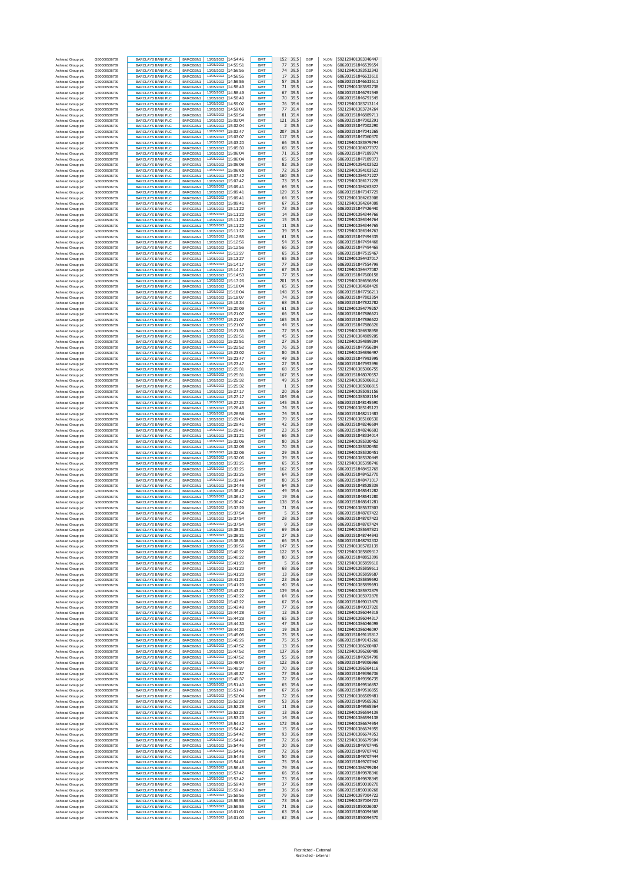| | | | | | | | | | | | |
|---|---|---|---|---|---|---|---|---|---|---|---|
| Ashtead Group plc | GB0000536739 | BARCLAYS BANK PLC | BARCGBN1 | 13/05/2022 | 14:54:46 | GMT | 152 | 39.5 | GBP | XLON | 592129401383346447 |
| Ashtead Group plc | GB0000536739 | BARCLAYS BANK PLC | BARCGBN1 | 13/05/2022 | 14:55:51 | GMT | 77 | 39.5 | GBP | XLON | 606203151846539654 |
| Ashtead Group plc | GB0000536739 | BARCLAYS BANK PLC | BARCGBN1 | 13/05/2022 | 14:56:55 | GMT | 74 | 39.5 | GBP | XLON | 592129401383532343 |
| Ashtead Group plc | GB0000536739 | BARCLAYS BANK PLC | BARCGBN1 | 13/05/2022 | 14:56:55 | GMT | 17 | 39.5 | GBP | XLON | 606203151846633610 |
| Ashtead Group plc | GB0000536739 | BARCLAYS BANK PLC | BARCGBN1 | 13/05/2022 | 14:56:55 | GMT | 57 | 39.5 | GBP | XLON | 606203151846633611 |
| Ashtead Group plc | GB0000536739 | BARCLAYS BANK PLC | BARCGBN1 | 13/05/2022 | 14:58:49 | GMT | 71 | 39.5 | GBP | XLON | 592129401383692738 |
| Ashtead Group plc | GB0000536739 | BARCLAYS BANK PLC | BARCGBN1 | 13/05/2022 | 14:58:49 | GMT | 67 | 39.5 | GBP | XLON | 606203151846791548 |
| Ashtead Group plc | GB0000536739 | BARCLAYS BANK PLC | BARCGBN1 | 13/05/2022 | 14:58:49 | GMT | 70 | 39.5 | GBP | XLON | 606203151846791549 |
| Ashtead Group plc | GB0000536739 | BARCLAYS BANK PLC | BARCGBN1 | 13/05/2022 | 14:59:02 | GMT | 76 | 39.4 | GBP | XLON | 592129401383713114 |
| Ashtead Group plc | GB0000536739 | BARCLAYS BANK PLC | BARCGBN1 | 13/05/2022 | 14:59:09 | GMT | 77 | 39.4 | GBP | XLON | 592129401383724264 |
| Ashtead Group plc | GB0000536739 | BARCLAYS BANK PLC | BARCGBN1 | 13/05/2022 | 14:59:54 | GMT | 81 | 39.4 | GBP | XLON | 606203151846889711 |
| Ashtead Group plc | GB0000536739 | BARCLAYS BANK PLC | BARCGBN1 | 13/05/2022 | 15:02:04 | GMT | 121 | 39.5 | GBP | XLON | 606203151847002291 |
| Ashtead Group plc | GB0000536739 | BARCLAYS BANK PLC | BARCGBN1 | 13/05/2022 | 15:02:04 | GMT | 2 | 39.5 | GBP | XLON | 606203151847002290 |
| Ashtead Group plc | GB0000536739 | BARCLAYS BANK PLC | BARCGBN1 | 13/05/2022 | 15:02:47 | GMT | 207 | 39.5 | GBP | XLON | 606203151847041265 |
| Ashtead Group plc | GB0000536739 | BARCLAYS BANK PLC | BARCGBN1 | 13/05/2022 | 15:03:07 | GMT | 117 | 39.5 | GBP | XLON | 606203151847060370 |
| Ashtead Group plc | GB0000536739 | BARCLAYS BANK PLC | BARCGBN1 | 13/05/2022 | 15:03:20 | GMT | 66 | 39.5 | GBP | XLON | 592129401383979794 |
| Ashtead Group plc | GB0000536739 | BARCLAYS BANK PLC | BARCGBN1 | 13/05/2022 | 15:05:30 | GMT | 68 | 39.5 | GBP | XLON | 592129401384077972 |
| Ashtead Group plc | GB0000536739 | BARCLAYS BANK PLC | BARCGBN1 | 13/05/2022 | 15:06:04 | GMT | 71 | 39.5 | GBP | XLON | 606203151847189374 |
| Ashtead Group plc | GB0000536739 | BARCLAYS BANK PLC | BARCGBN1 | 13/05/2022 | 15:06:04 | GMT | 65 | 39.5 | GBP | XLON | 606203151847189373 |
| Ashtead Group plc | GB0000536739 | BARCLAYS BANK PLC | BARCGBN1 | 13/05/2022 | 15:06:08 | GMT | 82 | 39.5 | GBP | XLON | 592129401384103522 |
| Ashtead Group plc | GB0000536739 | BARCLAYS BANK PLC | BARCGBN1 | 13/05/2022 | 15:06:08 | GMT | 72 | 39.5 | GBP | XLON | 592129401384103523 |
| Ashtead Group plc | GB0000536739 | BARCLAYS BANK PLC | BARCGBN1 | 13/05/2022 | 15:07:42 | GMT | 160 | 39.5 | GBP | XLON | 592129401384171227 |
| Ashtead Group plc | GB0000536739 | BARCLAYS BANK PLC | BARCGBN1 | 13/05/2022 | 15:07:42 | GMT | 73 | 39.5 | GBP | XLON | 592129401384171228 |
| Ashtead Group plc | GB0000536739 | BARCLAYS BANK PLC | BARCGBN1 | 13/05/2022 | 15:09:41 | GMT | 64 | 39.5 | GBP | XLON | 592129401384263827 |
| Ashtead Group plc | GB0000536739 | BARCLAYS BANK PLC | BARCGBN1 | 13/05/2022 | 15:09:41 | GMT | 129 | 39.5 | GBP | XLON | 606203151847347729 |
| Ashtead Group plc | GB0000536739 | BARCLAYS BANK PLC | BARCGBN1 | 13/05/2022 | 15:09:41 | GMT | 64 | 39.5 | GBP | XLON | 592129401384263908 |
| Ashtead Group plc | GB0000536739 | BARCLAYS BANK PLC | BARCGBN1 | 13/05/2022 | 15:09:41 | GMT | 67 | 39.5 | GBP | XLON | 592129401384264008 |
| Ashtead Group plc | GB0000536739 | BARCLAYS BANK PLC | BARCGBN1 | 13/05/2022 | 15:11:22 | GMT | 73 | 39.5 | GBP | XLON | 606203151847426440 |
| Ashtead Group plc | GB0000536739 | BARCLAYS BANK PLC | BARCGBN1 | 13/05/2022 | 15:11:22 | GMT | 14 | 39.5 | GBP | XLON | 592129401384344766 |
| Ashtead Group plc | GB0000536739 | BARCLAYS BANK PLC | BARCGBN1 | 13/05/2022 | 15:11:22 | GMT | 15 | 39.5 | GBP | XLON | 592129401384344764 |
| Ashtead Group plc | GB0000536739 | BARCLAYS BANK PLC | BARCGBN1 | 13/05/2022 | 15:11:22 | GMT | 11 | 39.5 | GBP | XLON | 592129401384344765 |
| Ashtead Group plc | GB0000536739 | BARCLAYS BANK PLC | BARCGBN1 | 13/05/2022 | 15:11:22 | GMT | 39 | 39.5 | GBP | XLON | 592129401384344763 |
| Ashtead Group plc | GB0000536739 | BARCLAYS BANK PLC | BARCGBN1 | 13/05/2022 | 15:12:55 | GMT | 61 | 39.5 | GBP | XLON | 606203151847494335 |
| Ashtead Group plc | GB0000536739 | BARCLAYS BANK PLC | BARCGBN1 | 13/05/2022 | 15:12:56 | GMT | 54 | 39.5 | GBP | XLON | 606203151847494468 |
| Ashtead Group plc | GB0000536739 | BARCLAYS BANK PLC | BARCGBN1 | 13/05/2022 | 15:12:56 | GMT | 66 | 39.5 | GBP | XLON | 606203151847494469 |
| Ashtead Group plc | GB0000536739 | BARCLAYS BANK PLC | BARCGBN1 | 13/05/2022 | 15:13:27 | GMT | 65 | 39.5 | GBP | XLON | 606203151847515467 |
| Ashtead Group plc | GB0000536739 | BARCLAYS BANK PLC | BARCGBN1 | 13/05/2022 | 15:13:27 | GMT | 65 | 39.5 | GBP | XLON | 592129401384437017 |
| Ashtead Group plc | GB0000536739 | BARCLAYS BANK PLC | BARCGBN1 | 13/05/2022 | 15:14:17 | GMT | 77 | 39.5 | GBP | XLON | 606203151847554799 |
| Ashtead Group plc | GB0000536739 | BARCLAYS BANK PLC | BARCGBN1 | 13/05/2022 | 15:14:17 | GMT | 67 | 39.5 | GBP | XLON | 592129401384477087 |
| Ashtead Group plc | GB0000536739 | BARCLAYS BANK PLC | BARCGBN1 | 13/05/2022 | 15:14:53 | GMT | 77 | 39.5 | GBP | XLON | 606203151847600158 |
| Ashtead Group plc | GB0000536739 | BARCLAYS BANK PLC | BARCGBN1 | 13/05/2022 | 15:17:26 | GMT | 201 | 39.5 | GBP | XLON | 592129401384656854 |
| Ashtead Group plc | GB0000536739 | BARCLAYS BANK PLC | BARCGBN1 | 13/05/2022 | 15:18:04 | GMT | 65 | 39.5 | GBP | XLON | 592129401384684428 |
| Ashtead Group plc | GB0000536739 | BARCLAYS BANK PLC | BARCGBN1 | 13/05/2022 | 15:18:04 | GMT | 148 | 39.5 | GBP | XLON | 606203151847756211 |
| Ashtead Group plc | GB0000536739 | BARCLAYS BANK PLC | BARCGBN1 | 13/05/2022 | 15:19:07 | GMT | 74 | 39.5 | GBP | XLON | 606203151847803354 |
| Ashtead Group plc | GB0000536739 | BARCLAYS BANK PLC | BARCGBN1 | 13/05/2022 | 15:19:34 | GMT | 68 | 39.5 | GBP | XLON | 606203151847822782 |
| Ashtead Group plc | GB0000536739 | BARCLAYS BANK PLC | BARCGBN1 | 13/05/2022 | 15:20:09 | GMT | 61 | 39.5 | GBP | XLON | 592129401384779257 |
| Ashtead Group plc | GB0000536739 | BARCLAYS BANK PLC | BARCGBN1 | 13/05/2022 | 15:21:07 | GMT | 66 | 39.5 | GBP | XLON | 606203151847886621 |
| Ashtead Group plc | GB0000536739 | BARCLAYS BANK PLC | BARCGBN1 | 13/05/2022 | 15:21:07 | GMT | 165 | 39.5 | GBP | XLON | 606203151847886622 |
| Ashtead Group plc | GB0000536739 | BARCLAYS BANK PLC | BARCGBN1 | 13/05/2022 | 15:21:07 | GMT | 44 | 39.5 | GBP | XLON | 606203151847886626 |
| Ashtead Group plc | GB0000536739 | BARCLAYS BANK PLC | BARCGBN1 | 13/05/2022 | 15:21:35 | GMT | 77 | 39.5 | GBP | XLON | 592129401384838958 |
| Ashtead Group plc | GB0000536739 | BARCLAYS BANK PLC | BARCGBN1 | 13/05/2022 | 15:22:51 | GMT | 45 | 39.5 | GBP | XLON | 592129401384889205 |
| Ashtead Group plc | GB0000536739 | BARCLAYS BANK PLC | BARCGBN1 | 13/05/2022 | 15:22:51 | GMT | 27 | 39.5 | GBP | XLON | 592129401384889204 |
| Ashtead Group plc | GB0000536739 | BARCLAYS BANK PLC | BARCGBN1 | 13/05/2022 | 15:22:52 | GMT | 76 | 39.5 | GBP | XLON | 606203151847956284 |
| Ashtead Group plc | GB0000536739 | BARCLAYS BANK PLC | BARCGBN1 | 13/05/2022 | 15:23:02 | GMT | 80 | 39.5 | GBP | XLON | 592129401384896497 |
| Ashtead Group plc | GB0000536739 | BARCLAYS BANK PLC | BARCGBN1 | 13/05/2022 | 15:23:47 | GMT | 49 | 39.5 | GBP | XLON | 606203151847993995 |
| Ashtead Group plc | GB0000536739 | BARCLAYS BANK PLC | BARCGBN1 | 13/05/2022 | 15:23:47 | GMT | 27 | 39.5 | GBP | XLON | 606203151847993996 |
| Ashtead Group plc | GB0000536739 | BARCLAYS BANK PLC | BARCGBN1 | 13/05/2022 | 15:25:31 | GMT | 68 | 39.5 | GBP | XLON | 592129401385006755 |
| Ashtead Group plc | GB0000536739 | BARCLAYS BANK PLC | BARCGBN1 | 13/05/2022 | 15:25:31 | GMT | 167 | 39.5 | GBP | XLON | 606203151848070557 |
| Ashtead Group plc | GB0000536739 | BARCLAYS BANK PLC | BARCGBN1 | 13/05/2022 | 15:25:32 | GMT | 49 | 39.5 | GBP | XLON | 592129401385006812 |
| Ashtead Group plc | GB0000536739 | BARCLAYS BANK PLC | BARCGBN1 | 13/05/2022 | 15:25:32 | GMT | 1 | 39.5 | GBP | XLON | 592129401385006815 |
| Ashtead Group plc | GB0000536739 | BARCLAYS BANK PLC | BARCGBN1 | 13/05/2022 | 15:27:17 | GMT | 20 | 39.6 | GBP | XLON | 592129401385081156 |
| Ashtead Group plc | GB0000536739 | BARCLAYS BANK PLC | BARCGBN1 | 13/05/2022 | 15:27:17 | GMT | 104 | 39.6 | GBP | XLON | 592129401385081154 |
| Ashtead Group plc | GB0000536739 | BARCLAYS BANK PLC | BARCGBN1 | 13/05/2022 | 15:27:20 | GMT | 145 | 39.5 | GBP | XLON | 606203151848145690 |
| Ashtead Group plc | GB0000536739 | BARCLAYS BANK PLC | BARCGBN1 | 13/05/2022 | 15:28:48 | GMT | 74 | 39.5 | GBP | XLON | 592129401385145123 |
| Ashtead Group plc | GB0000536739 | BARCLAYS BANK PLC | BARCGBN1 | 13/05/2022 | 15:28:56 | GMT | 74 | 39.5 | GBP | XLON | 606203151848211483 |
| Ashtead Group plc | GB0000536739 | BARCLAYS BANK PLC | BARCGBN1 | 13/05/2022 | 15:29:04 | GMT | 79 | 39.5 | GBP | XLON | 592129401385160530 |
| Ashtead Group plc | GB0000536739 | BARCLAYS BANK PLC | BARCGBN1 | 13/05/2022 | 15:29:41 | GMT | 42 | 39.5 | GBP | XLON | 606203151848246604 |
| Ashtead Group plc | GB0000536739 | BARCLAYS BANK PLC | BARCGBN1 | 13/05/2022 | 15:29:41 | GMT | 23 | 39.5 | GBP | XLON | 606203151848246603 |
| Ashtead Group plc | GB0000536739 | BARCLAYS BANK PLC | BARCGBN1 | 13/05/2022 | 15:31:21 | GMT | 66 | 39.5 | GBP | XLON | 606203151848334014 |
| Ashtead Group plc | GB0000536739 | BARCLAYS BANK PLC | BARCGBN1 | 13/05/2022 | 15:32:06 | GMT | 80 | 39.5 | GBP | XLON | 592129401385320452 |
| Ashtead Group plc | GB0000536739 | BARCLAYS BANK PLC | BARCGBN1 | 13/05/2022 | 15:32:06 | GMT | 70 | 39.5 | GBP | XLON | 592129401385320450 |
| Ashtead Group plc | GB0000536739 | BARCLAYS BANK PLC | BARCGBN1 | 13/05/2022 | 15:32:06 | GMT | 29 | 39.5 | GBP | XLON | 592129401385320451 |
| Ashtead Group plc | GB0000536739 | BARCLAYS BANK PLC | BARCGBN1 | 13/05/2022 | 15:32:06 | GMT | 39 | 39.5 | GBP | XLON | 592129401385320449 |
| Ashtead Group plc | GB0000536739 | BARCLAYS BANK PLC | BARCGBN1 | 13/05/2022 | 15:33:25 | GMT | 65 | 39.5 | GBP | XLON | 592129401385398746 |
| Ashtead Group plc | GB0000536739 | BARCLAYS BANK PLC | BARCGBN1 | 13/05/2022 | 15:33:25 | GMT | 162 | 39.5 | GBP | XLON | 606203151848452769 |
| Ashtead Group plc | GB0000536739 | BARCLAYS BANK PLC | BARCGBN1 | 13/05/2022 | 15:33:25 | GMT | 64 | 39.5 | GBP | XLON | 606203151848452770 |
| Ashtead Group plc | GB0000536739 | BARCLAYS BANK PLC | BARCGBN1 | 13/05/2022 | 15:33:44 | GMT | 80 | 39.5 | GBP | XLON | 606203151848471017 |
| Ashtead Group plc | GB0000536739 | BARCLAYS BANK PLC | BARCGBN1 | 13/05/2022 | 15:34:46 | GMT | 64 | 39.5 | GBP | XLON | 606203151848528339 |
| Ashtead Group plc | GB0000536739 | BARCLAYS BANK PLC | BARCGBN1 | 13/05/2022 | 15:36:42 | GMT | 49 | 39.6 | GBP | XLON | 606203151848641282 |
| Ashtead Group plc | GB0000536739 | BARCLAYS BANK PLC | BARCGBN1 | 13/05/2022 | 15:36:42 | GMT | 19 | 39.6 | GBP | XLON | 606203151848641280 |
| Ashtead Group plc | GB0000536739 | BARCLAYS BANK PLC | BARCGBN1 | 13/05/2022 | 15:36:42 | GMT | 138 | 39.6 | GBP | XLON | 606203151848641281 |
| Ashtead Group plc | GB0000536739 | BARCLAYS BANK PLC | BARCGBN1 | 13/05/2022 | 15:37:29 | GMT | 71 | 39.6 | GBP | XLON | 592129401385637803 |
| Ashtead Group plc | GB0000536739 | BARCLAYS BANK PLC | BARCGBN1 | 13/05/2022 | 15:37:54 | GMT | 5 | 39.5 | GBP | XLON | 606203151848707422 |
| Ashtead Group plc | GB0000536739 | BARCLAYS BANK PLC | BARCGBN1 | 13/05/2022 | 15:37:54 | GMT | 28 | 39.5 | GBP | XLON | 606203151848707423 |
| Ashtead Group plc | GB0000536739 | BARCLAYS BANK PLC | BARCGBN1 | 13/05/2022 | 15:37:54 | GMT | 9 | 39.5 | GBP | XLON | 606203151848707424 |
| Ashtead Group plc | GB0000536739 | BARCLAYS BANK PLC | BARCGBN1 | 13/05/2022 | 15:38:31 | GMT | 69 | 39.6 | GBP | XLON | 592129401385697821 |
| Ashtead Group plc | GB0000536739 | BARCLAYS BANK PLC | BARCGBN1 | 13/05/2022 | 15:38:31 | GMT | 27 | 39.5 | GBP | XLON | 606203151848744843 |
| Ashtead Group plc | GB0000536739 | BARCLAYS BANK PLC | BARCGBN1 | 13/05/2022 | 15:38:38 | GMT | 66 | 39.5 | GBP | XLON | 606203151848752332 |
| Ashtead Group plc | GB0000536739 | BARCLAYS BANK PLC | BARCGBN1 | 13/05/2022 | 15:39:56 | GMT | 147 | 39.5 | GBP | XLON | 592129401385782139 |
| Ashtead Group plc | GB0000536739 | BARCLAYS BANK PLC | BARCGBN1 | 13/05/2022 | 15:40:22 | GMT | 122 | 39.5 | GBP | XLON | 592129401385809317 |
| Ashtead Group plc | GB0000536739 | BARCLAYS BANK PLC | BARCGBN1 | 13/05/2022 | 15:40:22 | GMT | 80 | 39.5 | GBP | XLON | 606203151848853399 |
| Ashtead Group plc | GB0000536739 | BARCLAYS BANK PLC | BARCGBN1 | 13/05/2022 | 15:41:20 | GMT | 5 | 39.6 | GBP | XLON | 592129401385859610 |
| Ashtead Group plc | GB0000536739 | BARCLAYS BANK PLC | BARCGBN1 | 13/05/2022 | 15:41:20 | GMT | 68 | 39.6 | GBP | XLON | 592129401385859611 |
| Ashtead Group plc | GB0000536739 | BARCLAYS BANK PLC | BARCGBN1 | 13/05/2022 | 15:41:20 | GMT | 13 | 39.6 | GBP | XLON | 592129401385859687 |
| Ashtead Group plc | GB0000536739 | BARCLAYS BANK PLC | BARCGBN1 | 13/05/2022 | 15:41:20 | GMT | 23 | 39.6 | GBP | XLON | 592129401385859692 |
| Ashtead Group plc | GB0000536739 | BARCLAYS BANK PLC | BARCGBN1 | 13/05/2022 | 15:41:20 | GMT | 40 | 39.6 | GBP | XLON | 592129401385859691 |
| Ashtead Group plc | GB0000536739 | BARCLAYS BANK PLC | BARCGBN1 | 13/05/2022 | 15:43:22 | GMT | 139 | 39.6 | GBP | XLON | 592129401385972879 |
| Ashtead Group plc | GB0000536739 | BARCLAYS BANK PLC | BARCGBN1 | 13/05/2022 | 15:43:22 | GMT | 64 | 39.6 | GBP | XLON | 592129401385972878 |
| Ashtead Group plc | GB0000536739 | BARCLAYS BANK PLC | BARCGBN1 | 13/05/2022 | 15:43:22 | GMT | 67 | 39.6 | GBP | XLON | 606203151849013476 |
| Ashtead Group plc | GB0000536739 | BARCLAYS BANK PLC | BARCGBN1 | 13/05/2022 | 15:43:48 | GMT | 77 | 39.6 | GBP | XLON | 606203151849037920 |
| Ashtead Group plc | GB0000536739 | BARCLAYS BANK PLC | BARCGBN1 | 13/05/2022 | 15:44:28 | GMT | 12 | 39.5 | GBP | XLON | 592129401386044318 |
| Ashtead Group plc | GB0000536739 | BARCLAYS BANK PLC | BARCGBN1 | 13/05/2022 | 15:44:28 | GMT | 65 | 39.5 | GBP | XLON | 592129401386044317 |
| Ashtead Group plc | GB0000536739 | BARCLAYS BANK PLC | BARCGBN1 | 13/05/2022 | 15:44:30 | GMT | 47 | 39.5 | GBP | XLON | 592129401386046098 |
| Ashtead Group plc | GB0000536739 | BARCLAYS BANK PLC | BARCGBN1 | 13/05/2022 | 15:44:30 | GMT | 19 | 39.5 | GBP | XLON | 592129401386046097 |
| Ashtead Group plc | GB0000536739 | BARCLAYS BANK PLC | BARCGBN1 | 13/05/2022 | 15:45:05 | GMT | 75 | 39.5 | GBP | XLON | 606203151849115817 |
| Ashtead Group plc | GB0000536739 | BARCLAYS BANK PLC | BARCGBN1 | 13/05/2022 | 15:45:26 | GMT | 75 | 39.5 | GBP | XLON | 606203151849143266 |
| Ashtead Group plc | GB0000536739 | BARCLAYS BANK PLC | BARCGBN1 | 13/05/2022 | 15:47:52 | GMT | 13 | 39.6 | GBP | XLON | 592129401386260407 |
| Ashtead Group plc | GB0000536739 | BARCLAYS BANK PLC | BARCGBN1 | 13/05/2022 | 15:47:52 | GMT | 137 | 39.6 | GBP | XLON | 592129401386260408 |
| Ashtead Group plc | GB0000536739 | BARCLAYS BANK PLC | BARCGBN1 | 13/05/2022 | 15:47:52 | GMT | 55 | 39.6 | GBP | XLON | 606203151849294798 |
| Ashtead Group plc | GB0000536739 | BARCLAYS BANK PLC | BARCGBN1 | 13/05/2022 | 15:48:04 | GMT | 122 | 39.6 | GBP | XLON | 606203151849306966 |
| Ashtead Group plc | GB0000536739 | BARCLAYS BANK PLC | BARCGBN1 | 13/05/2022 | 15:49:37 | GMT | 70 | 39.6 | GBP | XLON | 592129401386364116 |
| Ashtead Group plc | GB0000536739 | BARCLAYS BANK PLC | BARCGBN1 | 13/05/2022 | 15:49:37 | GMT | 77 | 39.6 | GBP | XLON | 606203151849396736 |
| Ashtead Group plc | GB0000536739 | BARCLAYS BANK PLC | BARCGBN1 | 13/05/2022 | 15:49:37 | GMT | 72 | 39.6 | GBP | XLON | 606203151849396735 |
| Ashtead Group plc | GB0000536739 | BARCLAYS BANK PLC | BARCGBN1 | 13/05/2022 | 15:51:40 | GMT | 65 | 39.6 | GBP | XLON | 606203151849516857 |
| Ashtead Group plc | GB0000536739 | BARCLAYS BANK PLC | BARCGBN1 | 13/05/2022 | 15:51:40 | GMT | 67 | 39.6 | GBP | XLON | 606203151849516855 |
| Ashtead Group plc | GB0000536739 | BARCLAYS BANK PLC | BARCGBN1 | 13/05/2022 | 15:52:04 | GMT | 72 | 39.6 | GBP | XLON | 592129401386509481 |
| Ashtead Group plc | GB0000536739 | BARCLAYS BANK PLC | BARCGBN1 | 13/05/2022 | 15:52:28 | GMT | 53 | 39.6 | GBP | XLON | 606203151849565363 |
| Ashtead Group plc | GB0000536739 | BARCLAYS BANK PLC | BARCGBN1 | 13/05/2022 | 15:52:28 | GMT | 11 | 39.6 | GBP | XLON | 606203151849565364 |
| Ashtead Group plc | GB0000536739 | BARCLAYS BANK PLC | BARCGBN1 | 13/05/2022 | 15:53:23 | GMT | 13 | 39.6 | GBP | XLON | 592129401386594139 |
| Ashtead Group plc | GB0000536739 | BARCLAYS BANK PLC | BARCGBN1 | 13/05/2022 | 15:53:23 | GMT | 14 | 39.6 | GBP | XLON | 592129401386594138 |
| Ashtead Group plc | GB0000536739 | BARCLAYS BANK PLC | BARCGBN1 | 13/05/2022 | 15:54:42 | GMT | 172 | 39.6 | GBP | XLON | 592129401386674954 |
| Ashtead Group plc | GB0000536739 | BARCLAYS BANK PLC | BARCGBN1 | 13/05/2022 | 15:54:42 | GMT | 15 | 39.6 | GBP | XLON | 592129401386674955 |
| Ashtead Group plc | GB0000536739 | BARCLAYS BANK PLC | BARCGBN1 | 13/05/2022 | 15:54:42 | GMT | 93 | 39.6 | GBP | XLON | 592129401386674953 |
| Ashtead Group plc | GB0000536739 | BARCLAYS BANK PLC | BARCGBN1 | 13/05/2022 | 15:54:46 | GMT | 72 | 39.6 | GBP | XLON | 592129401386679504 |
| Ashtead Group plc | GB0000536739 | BARCLAYS BANK PLC | BARCGBN1 | 13/05/2022 | 15:54:46 | GMT | 30 | 39.6 | GBP | XLON | 606203151849707445 |
| Ashtead Group plc | GB0000536739 | BARCLAYS BANK PLC | BARCGBN1 | 13/05/2022 | 15:54:46 | GMT | 72 | 39.6 | GBP | XLON | 606203151849707443 |
| Ashtead Group plc | GB0000536739 | BARCLAYS BANK PLC | BARCGBN1 | 13/05/2022 | 15:54:46 | GMT | 50 | 39.6 | GBP | XLON | 606203151849707444 |
| Ashtead Group plc | GB0000536739 | BARCLAYS BANK PLC | BARCGBN1 | 13/05/2022 | 15:54:46 | GMT | 75 | 39.6 | GBP | XLON | 606203151849707442 |
| Ashtead Group plc | GB0000536739 | BARCLAYS BANK PLC | BARCGBN1 | 13/05/2022 | 15:56:48 | GMT | 79 | 39.6 | GBP | XLON | 592129401386799284 |
| Ashtead Group plc | GB0000536739 | BARCLAYS BANK PLC | BARCGBN1 | 13/05/2022 | 15:57:42 | GMT | 66 | 39.6 | GBP | XLON | 606203151849878346 |
| Ashtead Group plc | GB0000536739 | BARCLAYS BANK PLC | BARCGBN1 | 13/05/2022 | 15:57:42 | GMT | 73 | 39.6 | GBP | XLON | 606203151849878345 |
| Ashtead Group plc | GB0000536739 | BARCLAYS BANK PLC | BARCGBN1 | 13/05/2022 | 15:59:40 | GMT | 37 | 39.6 | GBP | XLON | 606203151850010270 |
| Ashtead Group plc | GB0000536739 | BARCLAYS BANK PLC | BARCGBN1 | 13/05/2022 | 15:59:40 | GMT | 36 | 39.6 | GBP | XLON | 606203151850010268 |
| Ashtead Group plc | GB0000536739 | BARCLAYS BANK PLC | BARCGBN1 | 13/05/2022 | 15:59:55 | GMT | 79 | 39.6 | GBP | XLON | 592129401387004722 |
| Ashtead Group plc | GB0000536739 | BARCLAYS BANK PLC | BARCGBN1 | 13/05/2022 | 15:59:55 | GMT | 73 | 39.6 | GBP | XLON | 592129401387004723 |
| Ashtead Group plc | GB0000536739 | BARCLAYS BANK PLC | BARCGBN1 | 13/05/2022 | 15:59:55 | GMT | 71 | 39.6 | GBP | XLON | 606203151850026007 |
| Ashtead Group plc | GB0000536739 | BARCLAYS BANK PLC | BARCGBN1 | 13/05/2022 | 16:01:00 | GMT | 63 | 39.6 | GBP | XLON | 606203151850094569 |
| Ashtead Group plc | GB0000536739 | BARCLAYS BANK PLC | BARCGBN1 | 13/05/2022 | 16:01:00 | GMT | 62 | 39.6 | GBP | XLON | 606203151850094570 |

Restricted - External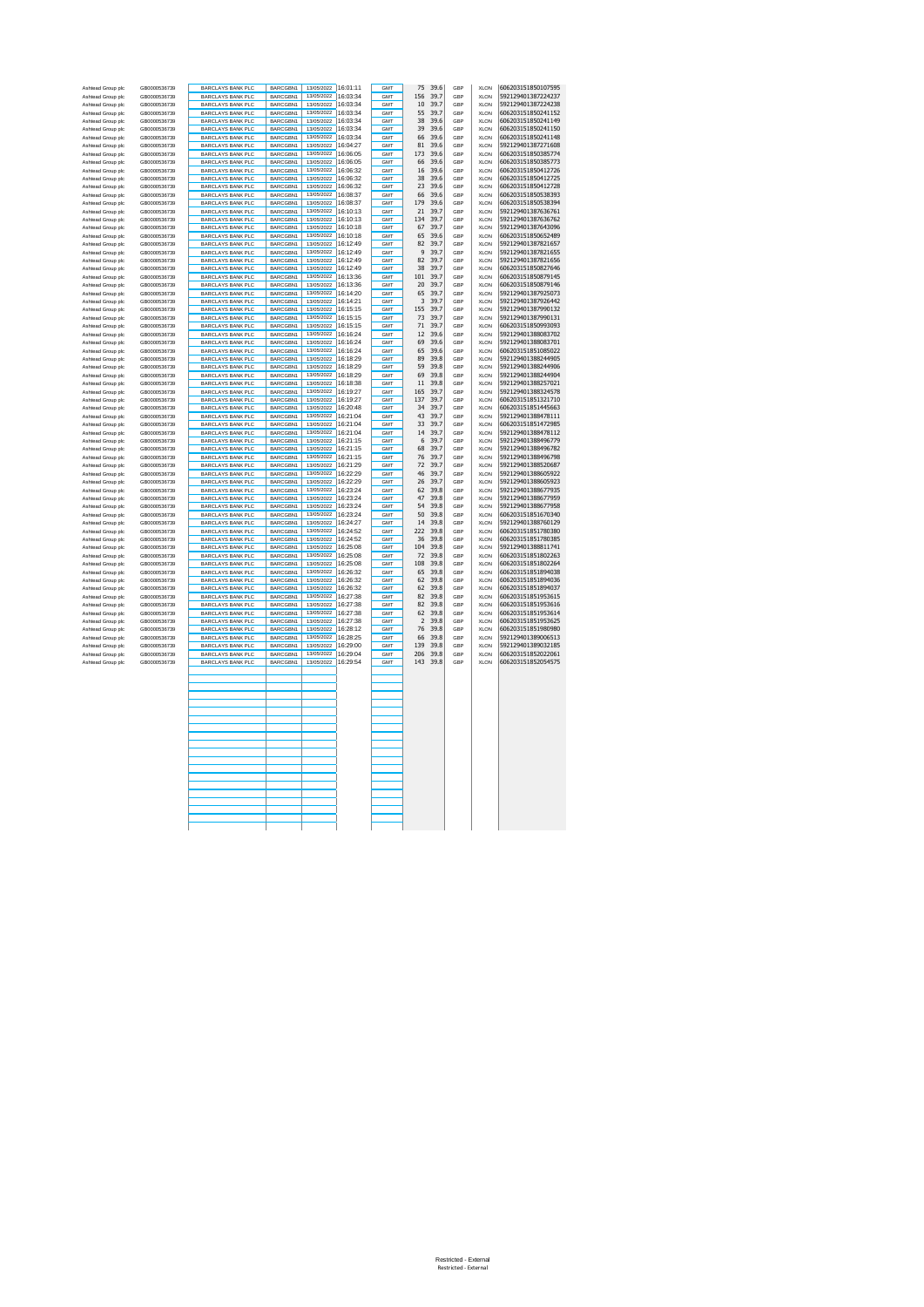| | | | | | | | | | | | |
|---|---|---|---|---|---|---|---|---|---|---|---|
| Ashtead Group plc | GB0000536739 | BARCLAYS BANK PLC | BARCGBN1 | 13/05/2022 | 16:01:11 | GMT | 75 | 39.6 | GBP | XLON | 606203151850107595 |
| Ashtead Group plc | GB0000536739 | BARCLAYS BANK PLC | BARCGBN1 | 13/05/2022 | 16:03:34 | GMT | 156 | 39.7 | GBP | XLON | 592129401387224237 |
| Ashtead Group plc | GB0000536739 | BARCLAYS BANK PLC | BARCGBN1 | 13/05/2022 | 16:03:34 | GMT | 10 | 39.7 | GBP | XLON | 592129401387224238 |
| Ashtead Group plc | GB0000536739 | BARCLAYS BANK PLC | BARCGBN1 | 13/05/2022 | 16:03:34 | GMT | 55 | 39.7 | GBP | XLON | 606203151850241152 |
| Ashtead Group plc | GB0000536739 | BARCLAYS BANK PLC | BARCGBN1 | 13/05/2022 | 16:03:34 | GMT | 38 | 39.6 | GBP | XLON | 606203151850241149 |
| Ashtead Group plc | GB0000536739 | BARCLAYS BANK PLC | BARCGBN1 | 13/05/2022 | 16:03:34 | GMT | 39 | 39.6 | GBP | XLON | 606203151850241150 |
| Ashtead Group plc | GB0000536739 | BARCLAYS BANK PLC | BARCGBN1 | 13/05/2022 | 16:03:34 | GMT | 66 | 39.6 | GBP | XLON | 606203151850241148 |
| Ashtead Group plc | GB0000536739 | BARCLAYS BANK PLC | BARCGBN1 | 13/05/2022 | 16:04:27 | GMT | 81 | 39.6 | GBP | XLON | 592129401387271608 |
| Ashtead Group plc | GB0000536739 | BARCLAYS BANK PLC | BARCGBN1 | 13/05/2022 | 16:06:05 | GMT | 173 | 39.6 | GBP | XLON | 606203151850385774 |
| Ashtead Group plc | GB0000536739 | BARCLAYS BANK PLC | BARCGBN1 | 13/05/2022 | 16:06:05 | GMT | 66 | 39.6 | GBP | XLON | 606203151850385773 |
| Ashtead Group plc | GB0000536739 | BARCLAYS BANK PLC | BARCGBN1 | 13/05/2022 | 16:06:32 | GMT | 16 | 39.6 | GBP | XLON | 606203151850412726 |
| Ashtead Group plc | GB0000536739 | BARCLAYS BANK PLC | BARCGBN1 | 13/05/2022 | 16:06:32 | GMT | 38 | 39.6 | GBP | XLON | 606203151850412725 |
| Ashtead Group plc | GB0000536739 | BARCLAYS BANK PLC | BARCGBN1 | 13/05/2022 | 16:06:32 | GMT | 23 | 39.6 | GBP | XLON | 606203151850412728 |
| Ashtead Group plc | GB0000536739 | BARCLAYS BANK PLC | BARCGBN1 | 13/05/2022 | 16:08:37 | GMT | 66 | 39.6 | GBP | XLON | 606203151850538393 |
| Ashtead Group plc | GB0000536739 | BARCLAYS BANK PLC | BARCGBN1 | 13/05/2022 | 16:08:37 | GMT | 179 | 39.6 | GBP | XLON | 606203151850538394 |
| Ashtead Group plc | GB0000536739 | BARCLAYS BANK PLC | BARCGBN1 | 13/05/2022 | 16:10:13 | GMT | 21 | 39.7 | GBP | XLON | 592129401387636761 |
| Ashtead Group plc | GB0000536739 | BARCLAYS BANK PLC | BARCGBN1 | 13/05/2022 | 16:10:13 | GMT | 134 | 39.7 | GBP | XLON | 592129401387636762 |
| Ashtead Group plc | GB0000536739 | BARCLAYS BANK PLC | BARCGBN1 | 13/05/2022 | 16:10:18 | GMT | 67 | 39.7 | GBP | XLON | 592129401387643096 |
| Ashtead Group plc | GB0000536739 | BARCLAYS BANK PLC | BARCGBN1 | 13/05/2022 | 16:10:18 | GMT | 65 | 39.6 | GBP | XLON | 606203151850652489 |
| Ashtead Group plc | GB0000536739 | BARCLAYS BANK PLC | BARCGBN1 | 13/05/2022 | 16:12:49 | GMT | 82 | 39.7 | GBP | XLON | 592129401387821657 |
| Ashtead Group plc | GB0000536739 | BARCLAYS BANK PLC | BARCGBN1 | 13/05/2022 | 16:12:49 | GMT | 9 | 39.7 | GBP | XLON | 592129401387821655 |
| Ashtead Group plc | GB0000536739 | BARCLAYS BANK PLC | BARCGBN1 | 13/05/2022 | 16:12:49 | GMT | 82 | 39.7 | GBP | XLON | 592129401387821656 |
| Ashtead Group plc | GB0000536739 | BARCLAYS BANK PLC | BARCGBN1 | 13/05/2022 | 16:12:49 | GMT | 38 | 39.7 | GBP | XLON | 606203151850827646 |
| Ashtead Group plc | GB0000536739 | BARCLAYS BANK PLC | BARCGBN1 | 13/05/2022 | 16:13:36 | GMT | 101 | 39.7 | GBP | XLON | 606203151850879145 |
| Ashtead Group plc | GB0000536739 | BARCLAYS BANK PLC | BARCGBN1 | 13/05/2022 | 16:13:36 | GMT | 20 | 39.7 | GBP | XLON | 606203151850879146 |
| Ashtead Group plc | GB0000536739 | BARCLAYS BANK PLC | BARCGBN1 | 13/05/2022 | 16:14:20 | GMT | 65 | 39.7 | GBP | XLON | 592129401387925073 |
| Ashtead Group plc | GB0000536739 | BARCLAYS BANK PLC | BARCGBN1 | 13/05/2022 | 16:14:21 | GMT | 3 | 39.7 | GBP | XLON | 592129401387926442 |
| Ashtead Group plc | GB0000536739 | BARCLAYS BANK PLC | BARCGBN1 | 13/05/2022 | 16:15:15 | GMT | 155 | 39.7 | GBP | XLON | 592129401387990132 |
| Ashtead Group plc | GB0000536739 | BARCLAYS BANK PLC | BARCGBN1 | 13/05/2022 | 16:15:15 | GMT | 73 | 39.7 | GBP | XLON | 592129401387990131 |
| Ashtead Group plc | GB0000536739 | BARCLAYS BANK PLC | BARCGBN1 | 13/05/2022 | 16:15:15 | GMT | 71 | 39.7 | GBP | XLON | 606203151850993093 |
| Ashtead Group plc | GB0000536739 | BARCLAYS BANK PLC | BARCGBN1 | 13/05/2022 | 16:16:24 | GMT | 12 | 39.6 | GBP | XLON | 592129401388083702 |
| Ashtead Group plc | GB0000536739 | BARCLAYS BANK PLC | BARCGBN1 | 13/05/2022 | 16:16:24 | GMT | 69 | 39.6 | GBP | XLON | 592129401388083701 |
| Ashtead Group plc | GB0000536739 | BARCLAYS BANK PLC | BARCGBN1 | 13/05/2022 | 16:16:24 | GMT | 65 | 39.6 | GBP | XLON | 606203151851085022 |
| Ashtead Group plc | GB0000536739 | BARCLAYS BANK PLC | BARCGBN1 | 13/05/2022 | 16:18:29 | GMT | 89 | 39.8 | GBP | XLON | 592129401388244905 |
| Ashtead Group plc | GB0000536739 | BARCLAYS BANK PLC | BARCGBN1 | 13/05/2022 | 16:18:29 | GMT | 59 | 39.8 | GBP | XLON | 592129401388244906 |
| Ashtead Group plc | GB0000536739 | BARCLAYS BANK PLC | BARCGBN1 | 13/05/2022 | 16:18:29 | GMT | 69 | 39.8 | GBP | XLON | 592129401388244904 |
| Ashtead Group plc | GB0000536739 | BARCLAYS BANK PLC | BARCGBN1 | 13/05/2022 | 16:18:38 | GMT | 11 | 39.8 | GBP | XLON | 592129401388257021 |
| Ashtead Group plc | GB0000536739 | BARCLAYS BANK PLC | BARCGBN1 | 13/05/2022 | 16:19:27 | GMT | 165 | 39.7 | GBP | XLON | 592129401388324578 |
| Ashtead Group plc | GB0000536739 | BARCLAYS BANK PLC | BARCGBN1 | 13/05/2022 | 16:19:27 | GMT | 137 | 39.7 | GBP | XLON | 606203151851321710 |
| Ashtead Group plc | GB0000536739 | BARCLAYS BANK PLC | BARCGBN1 | 13/05/2022 | 16:20:48 | GMT | 34 | 39.7 | GBP | XLON | 606203151851445663 |
| Ashtead Group plc | GB0000536739 | BARCLAYS BANK PLC | BARCGBN1 | 13/05/2022 | 16:21:04 | GMT | 43 | 39.7 | GBP | XLON | 592129401388478111 |
| Ashtead Group plc | GB0000536739 | BARCLAYS BANK PLC | BARCGBN1 | 13/05/2022 | 16:21:04 | GMT | 33 | 39.7 | GBP | XLON | 606203151851472985 |
| Ashtead Group plc | GB0000536739 | BARCLAYS BANK PLC | BARCGBN1 | 13/05/2022 | 16:21:04 | GMT | 14 | 39.7 | GBP | XLON | 592129401388478112 |
| Ashtead Group plc | GB0000536739 | BARCLAYS BANK PLC | BARCGBN1 | 13/05/2022 | 16:21:15 | GMT | 6 | 39.7 | GBP | XLON | 592129401388496779 |
| Ashtead Group plc | GB0000536739 | BARCLAYS BANK PLC | BARCGBN1 | 13/05/2022 | 16:21:15 | GMT | 68 | 39.7 | GBP | XLON | 592129401388496782 |
| Ashtead Group plc | GB0000536739 | BARCLAYS BANK PLC | BARCGBN1 | 13/05/2022 | 16:21:15 | GMT | 76 | 39.7 | GBP | XLON | 592129401388496798 |
| Ashtead Group plc | GB0000536739 | BARCLAYS BANK PLC | BARCGBN1 | 13/05/2022 | 16:21:29 | GMT | 72 | 39.7 | GBP | XLON | 592129401388520687 |
| Ashtead Group plc | GB0000536739 | BARCLAYS BANK PLC | BARCGBN1 | 13/05/2022 | 16:22:29 | GMT | 46 | 39.7 | GBP | XLON | 592129401388605922 |
| Ashtead Group plc | GB0000536739 | BARCLAYS BANK PLC | BARCGBN1 | 13/05/2022 | 16:22:29 | GMT | 26 | 39.7 | GBP | XLON | 592129401388605923 |
| Ashtead Group plc | GB0000536739 | BARCLAYS BANK PLC | BARCGBN1 | 13/05/2022 | 16:23:24 | GMT | 62 | 39.8 | GBP | XLON | 592129401388677935 |
| Ashtead Group plc | GB0000536739 | BARCLAYS BANK PLC | BARCGBN1 | 13/05/2022 | 16:23:24 | GMT | 47 | 39.8 | GBP | XLON | 592129401388677959 |
| Ashtead Group plc | GB0000536739 | BARCLAYS BANK PLC | BARCGBN1 | 13/05/2022 | 16:23:24 | GMT | 54 | 39.8 | GBP | XLON | 592129401388677958 |
| Ashtead Group plc | GB0000536739 | BARCLAYS BANK PLC | BARCGBN1 | 13/05/2022 | 16:23:24 | GMT | 50 | 39.8 | GBP | XLON | 606203151851670340 |
| Ashtead Group plc | GB0000536739 | BARCLAYS BANK PLC | BARCGBN1 | 13/05/2022 | 16:24:27 | GMT | 14 | 39.8 | GBP | XLON | 592129401388760129 |
| Ashtead Group plc | GB0000536739 | BARCLAYS BANK PLC | BARCGBN1 | 13/05/2022 | 16:24:52 | GMT | 222 | 39.8 | GBP | XLON | 606203151851780380 |
| Ashtead Group plc | GB0000536739 | BARCLAYS BANK PLC | BARCGBN1 | 13/05/2022 | 16:24:52 | GMT | 36 | 39.8 | GBP | XLON | 606203151851780385 |
| Ashtead Group plc | GB0000536739 | BARCLAYS BANK PLC | BARCGBN1 | 13/05/2022 | 16:25:08 | GMT | 104 | 39.8 | GBP | XLON | 592129401388811741 |
| Ashtead Group plc | GB0000536739 | BARCLAYS BANK PLC | BARCGBN1 | 13/05/2022 | 16:25:08 | GMT | 72 | 39.8 | GBP | XLON | 606203151851802263 |
| Ashtead Group plc | GB0000536739 | BARCLAYS BANK PLC | BARCGBN1 | 13/05/2022 | 16:25:08 | GMT | 108 | 39.8 | GBP | XLON | 606203151851802264 |
| Ashtead Group plc | GB0000536739 | BARCLAYS BANK PLC | BARCGBN1 | 13/05/2022 | 16:26:32 | GMT | 65 | 39.8 | GBP | XLON | 606203151851894038 |
| Ashtead Group plc | GB0000536739 | BARCLAYS BANK PLC | BARCGBN1 | 13/05/2022 | 16:26:32 | GMT | 62 | 39.8 | GBP | XLON | 606203151851894036 |
| Ashtead Group plc | GB0000536739 | BARCLAYS BANK PLC | BARCGBN1 | 13/05/2022 | 16:26:32 | GMT | 62 | 39.8 | GBP | XLON | 606203151851894037 |
| Ashtead Group plc | GB0000536739 | BARCLAYS BANK PLC | BARCGBN1 | 13/05/2022 | 16:27:38 | GMT | 82 | 39.8 | GBP | XLON | 606203151851953615 |
| Ashtead Group plc | GB0000536739 | BARCLAYS BANK PLC | BARCGBN1 | 13/05/2022 | 16:27:38 | GMT | 82 | 39.8 | GBP | XLON | 606203151851953616 |
| Ashtead Group plc | GB0000536739 | BARCLAYS BANK PLC | BARCGBN1 | 13/05/2022 | 16:27:38 | GMT | 62 | 39.8 | GBP | XLON | 606203151851953614 |
| Ashtead Group plc | GB0000536739 | BARCLAYS BANK PLC | BARCGBN1 | 13/05/2022 | 16:27:38 | GMT | 2 | 39.8 | GBP | XLON | 606203151851953625 |
| Ashtead Group plc | GB0000536739 | BARCLAYS BANK PLC | BARCGBN1 | 13/05/2022 | 16:28:12 | GMT | 76 | 39.8 | GBP | XLON | 606203151851980980 |
| Ashtead Group plc | GB0000536739 | BARCLAYS BANK PLC | BARCGBN1 | 13/05/2022 | 16:28:25 | GMT | 66 | 39.8 | GBP | XLON | 592129401389006513 |
| Ashtead Group plc | GB0000536739 | BARCLAYS BANK PLC | BARCGBN1 | 13/05/2022 | 16:29:00 | GMT | 139 | 39.8 | GBP | XLON | 592129401389032185 |
| Ashtead Group plc | GB0000536739 | BARCLAYS BANK PLC | BARCGBN1 | 13/05/2022 | 16:29:04 | GMT | 206 | 39.8 | GBP | XLON | 606203151852022061 |
| Ashtead Group plc | GB0000536739 | BARCLAYS BANK PLC | BARCGBN1 | 13/05/2022 | 16:29:54 | GMT | 143 | 39.8 | GBP | XLON | 606203151852054575 |

Restricted - External
Restricted - External